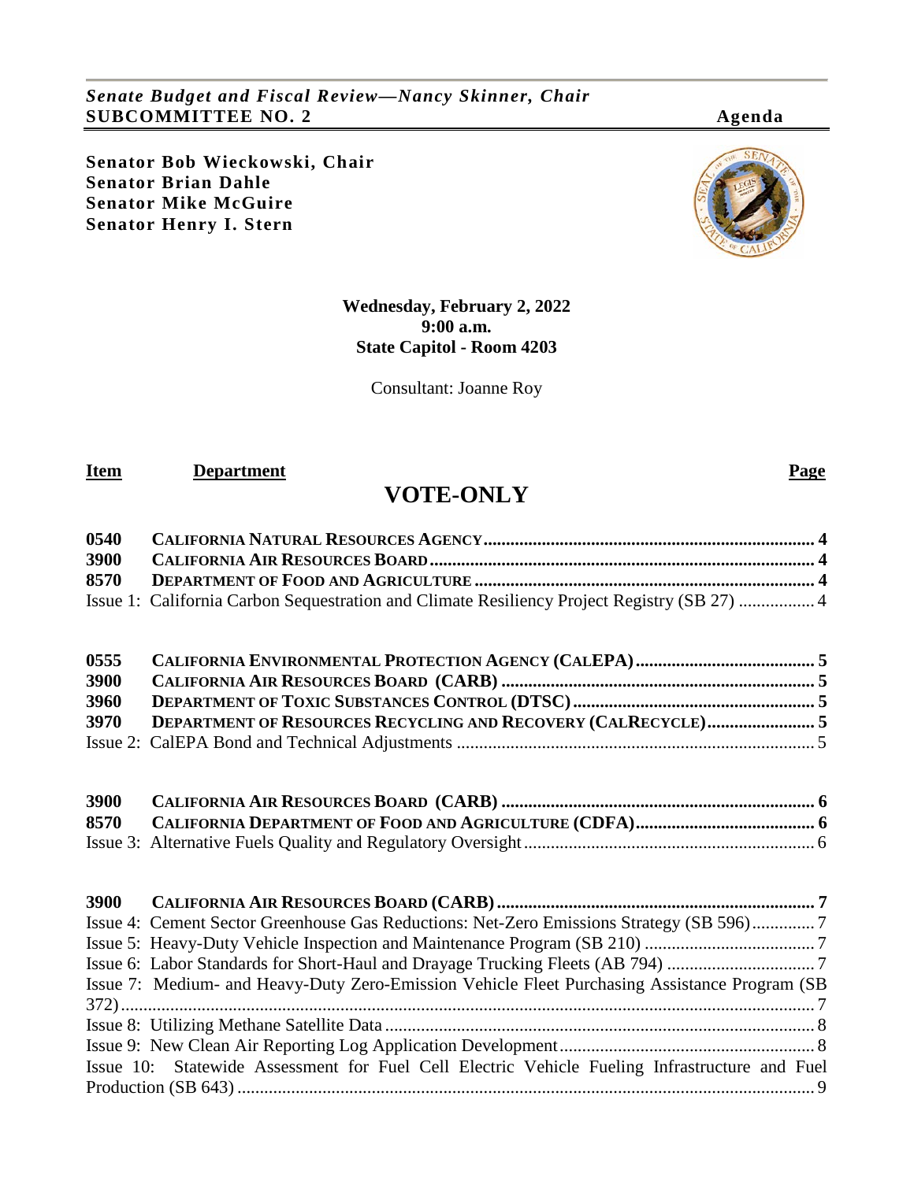*Senate Budget and Fiscal Review—Nancy Skinner, Chair*
**SUBCOMMITTEE NO. 2** **Agenda**

**Senator Bob Wieckowski, Chair**
**Senator Brian Dahle**
**Senator Mike McGuire**
**Senator Henry I. Stern**

**Wednesday, February 2, 2022**
**9:00 a.m.**
**State Capitol - Room 4203**

Consultant: Joanne Roy

| Item | Department | Page |
|---|---|---|

# VOTE-ONLY

| | | |
|---|---|---|
| **0540** | **CALIFORNIA NATURAL RESOURCES AGENCY** | **4** |
| **3900** | **CALIFORNIA AIR RESOURCES BOARD** | **4** |
| **8570** | **DEPARTMENT OF FOOD AND AGRICULTURE** | **4** |
| Issue 1: | California Carbon Sequestration and Climate Resiliency Project Registry (SB 27) | 4 |

| | | |
|---|---|---|
| **0555** | **CALIFORNIA ENVIRONMENTAL PROTECTION AGENCY (CALEPA)** | **5** |
| **3900** | **CALIFORNIA AIR RESOURCES BOARD (CARB)** | **5** |
| **3960** | **DEPARTMENT OF TOXIC SUBSTANCES CONTROL (DTSC)** | **5** |
| **3970** | **DEPARTMENT OF RESOURCES RECYCLING AND RECOVERY (CALRECYCLE)** | **5** |
| Issue 2: | CalEPA Bond and Technical Adjustments | 5 |

| | | |
|---|---|---|
| **3900** | **CALIFORNIA AIR RESOURCES BOARD (CARB)** | **6** |
| **8570** | **CALIFORNIA DEPARTMENT OF FOOD AND AGRICULTURE (CDFA)** | **6** |
| Issue 3: | Alternative Fuels Quality and Regulatory Oversight | 6 |

| | | |
|---|---|---|
| **3900** | **CALIFORNIA AIR RESOURCES BOARD (CARB)** | **7** |
| Issue 4: | Cement Sector Greenhouse Gas Reductions: Net-Zero Emissions Strategy (SB 596) | 7 |
| Issue 5: | Heavy-Duty Vehicle Inspection and Maintenance Program (SB 210) | 7 |
| Issue 6: | Labor Standards for Short-Haul and Drayage Trucking Fleets (AB 794) | 7 |
| Issue 7: | Medium- and Heavy-Duty Zero-Emission Vehicle Fleet Purchasing Assistance Program (SB 372) | 7 |
| Issue 8: | Utilizing Methane Satellite Data | 8 |
| Issue 9: | New Clean Air Reporting Log Application Development | 8 |
| Issue 10: | Statewide Assessment for Fuel Cell Electric Vehicle Fueling Infrastructure and Fuel Production (SB 643) | 9 |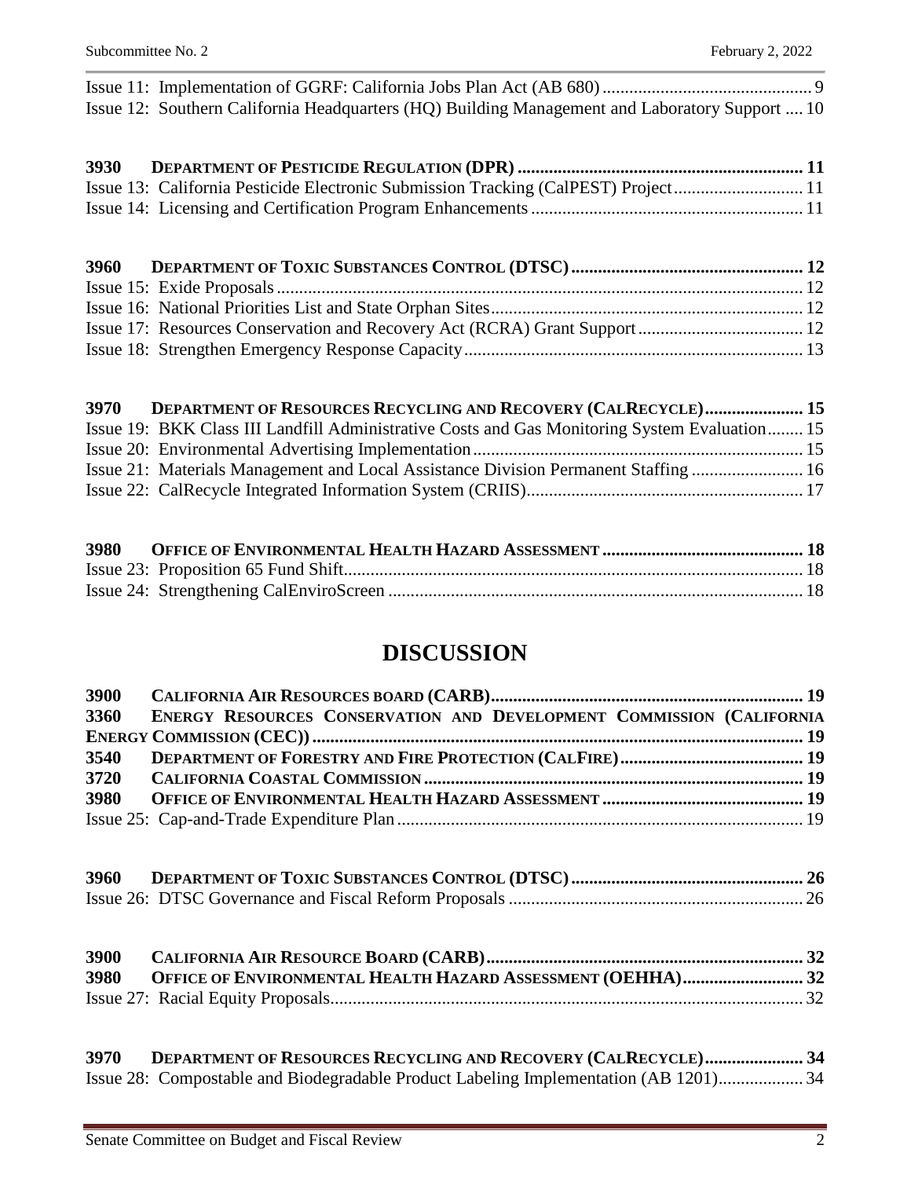Issue 11: Implementation of GGRF: California Jobs Plan Act (AB 680) .............................................. 9
Issue 12: Southern California Headquarters (HQ) Building Management and Laboratory Support .... 10

**3930 DEPARTMENT OF PESTICIDE REGULATION (DPR) ............................................................... 11**
Issue 13: California Pesticide Electronic Submission Tracking (CalPEST) Project ............................ 11
Issue 14: Licensing and Certification Program Enhancements ............................................................ 11

**3960 DEPARTMENT OF TOXIC SUBSTANCES CONTROL (DTSC) .................................................... 12**
Issue 15: Exide Proposals .................................................................................................................... 12
Issue 16: National Priorities List and State Orphan Sites .................................................................... 12
Issue 17: Resources Conservation and Recovery Act (RCRA) Grant Support ..................................... 12
Issue 18: Strengthen Emergency Response Capacity ........................................................................... 13

**3970 DEPARTMENT OF RESOURCES RECYCLING AND RECOVERY (CALRECYCLE) ...................... 15**
Issue 19: BKK Class III Landfill Administrative Costs and Gas Monitoring System Evaluation ........ 15
Issue 20: Environmental Advertising Implementation ......................................................................... 15
Issue 21: Materials Management and Local Assistance Division Permanent Staffing ......................... 16
Issue 22: CalRecycle Integrated Information System (CRIIS) ............................................................. 17

**3980 OFFICE OF ENVIRONMENTAL HEALTH HAZARD ASSESSMENT ............................................ 18**
Issue 23: Proposition 65 Fund Shift ..................................................................................................... 18
Issue 24: Strengthening CalEnviroScreen ............................................................................................ 18

# DISCUSSION

**3900 CALIFORNIA AIR RESOURCES BOARD (CARB) ...................................................................... 19**
**3360 ENERGY RESOURCES CONSERVATION AND DEVELOPMENT COMMISSION (CALIFORNIA ENERGY COMMISSION (CEC)) ............................................................................................................ 19**
**3540 DEPARTMENT OF FORESTRY AND FIRE PROTECTION (CALFIRE) ......................................... 19**
**3720 CALIFORNIA COASTAL COMMISSION .................................................................................... 19**
**3980 OFFICE OF ENVIRONMENTAL HEALTH HAZARD ASSESSMENT ............................................ 19**
Issue 25: Cap-and-Trade Expenditure Plan .......................................................................................... 19

**3960 DEPARTMENT OF TOXIC SUBSTANCES CONTROL (DTSC) .................................................... 26**
Issue 26: DTSC Governance and Fiscal Reform Proposals ................................................................. 26

**3900 CALIFORNIA AIR RESOURCE BOARD (CARB) ...................................................................... 32**
**3980 OFFICE OF ENVIRONMENTAL HEALTH HAZARD ASSESSMENT (OEHHA) ........................... 32**
Issue 27: Racial Equity Proposals ......................................................................................................... 32

**3970 DEPARTMENT OF RESOURCES RECYCLING AND RECOVERY (CALRECYCLE) ...................... 34**
Issue 28: Compostable and Biodegradable Product Labeling Implementation (AB 1201) ................... 34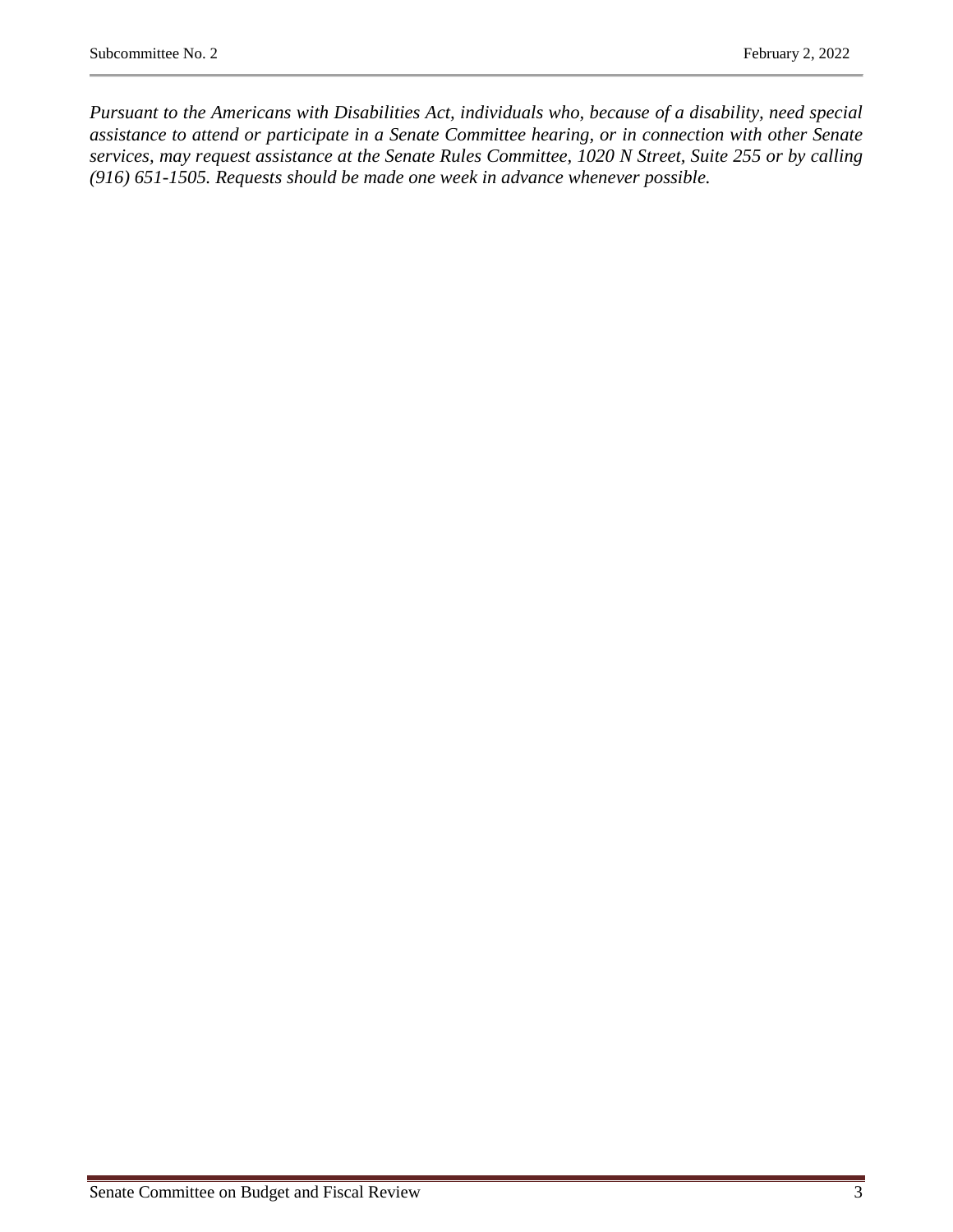*Pursuant to the Americans with Disabilities Act, individuals who, because of a disability, need special assistance to attend or participate in a Senate Committee hearing, or in connection with other Senate services, may request assistance at the Senate Rules Committee, 1020 N Street, Suite 255 or by calling (916) 651-1505. Requests should be made one week in advance whenever possible.*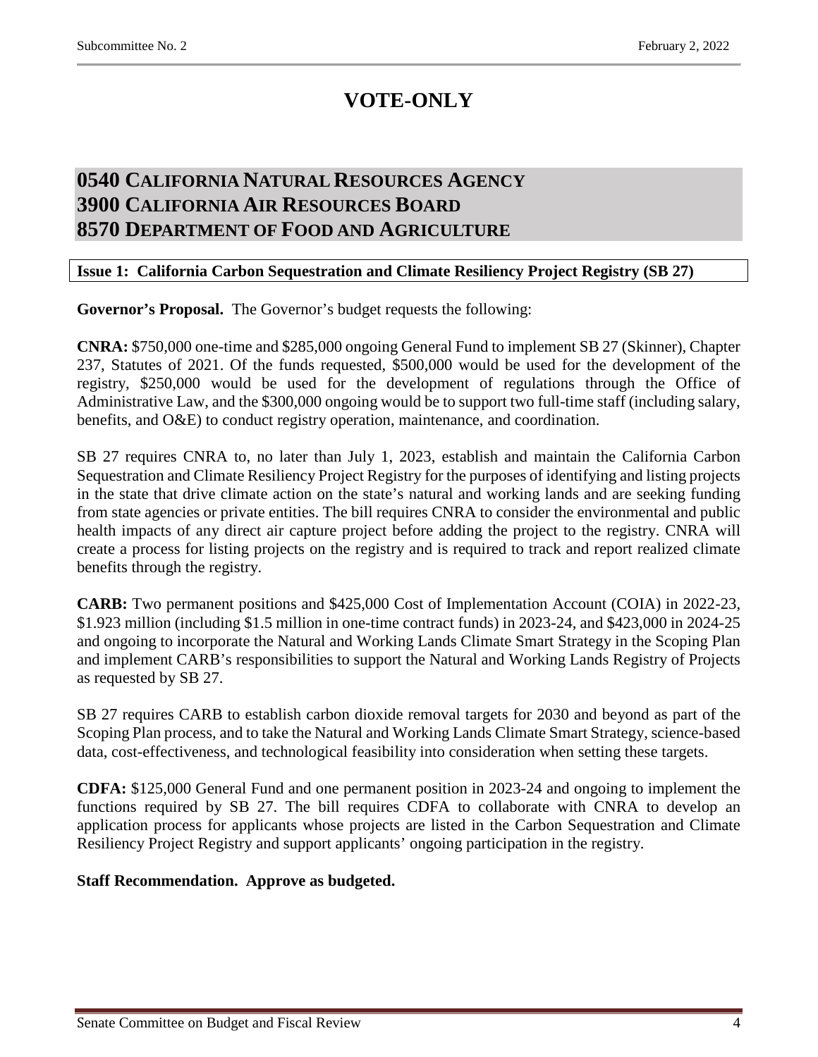# VOTE-ONLY

## 0540 California Natural Resources Agency
## 3900 California Air Resources Board
## 8570 Department of Food and Agriculture

**Issue 1: California Carbon Sequestration and Climate Resiliency Project Registry (SB 27)**

**Governor's Proposal.** The Governor's budget requests the following:

**CNRA:** $750,000 one-time and $285,000 ongoing General Fund to implement SB 27 (Skinner), Chapter 237, Statutes of 2021. Of the funds requested, $500,000 would be used for the development of the registry, $250,000 would be used for the development of regulations through the Office of Administrative Law, and the $300,000 ongoing would be to support two full-time staff (including salary, benefits, and O&E) to conduct registry operation, maintenance, and coordination.

SB 27 requires CNRA to, no later than July 1, 2023, establish and maintain the California Carbon Sequestration and Climate Resiliency Project Registry for the purposes of identifying and listing projects in the state that drive climate action on the state's natural and working lands and are seeking funding from state agencies or private entities. The bill requires CNRA to consider the environmental and public health impacts of any direct air capture project before adding the project to the registry. CNRA will create a process for listing projects on the registry and is required to track and report realized climate benefits through the registry.

**CARB:** Two permanent positions and $425,000 Cost of Implementation Account (COIA) in 2022-23, $1.923 million (including $1.5 million in one-time contract funds) in 2023-24, and $423,000 in 2024-25 and ongoing to incorporate the Natural and Working Lands Climate Smart Strategy in the Scoping Plan and implement CARB's responsibilities to support the Natural and Working Lands Registry of Projects as requested by SB 27.

SB 27 requires CARB to establish carbon dioxide removal targets for 2030 and beyond as part of the Scoping Plan process, and to take the Natural and Working Lands Climate Smart Strategy, science-based data, cost-effectiveness, and technological feasibility into consideration when setting these targets.

**CDFA:** $125,000 General Fund and one permanent position in 2023-24 and ongoing to implement the functions required by SB 27. The bill requires CDFA to collaborate with CNRA to develop an application process for applicants whose projects are listed in the Carbon Sequestration and Climate Resiliency Project Registry and support applicants' ongoing participation in the registry.

**Staff Recommendation. Approve as budgeted.**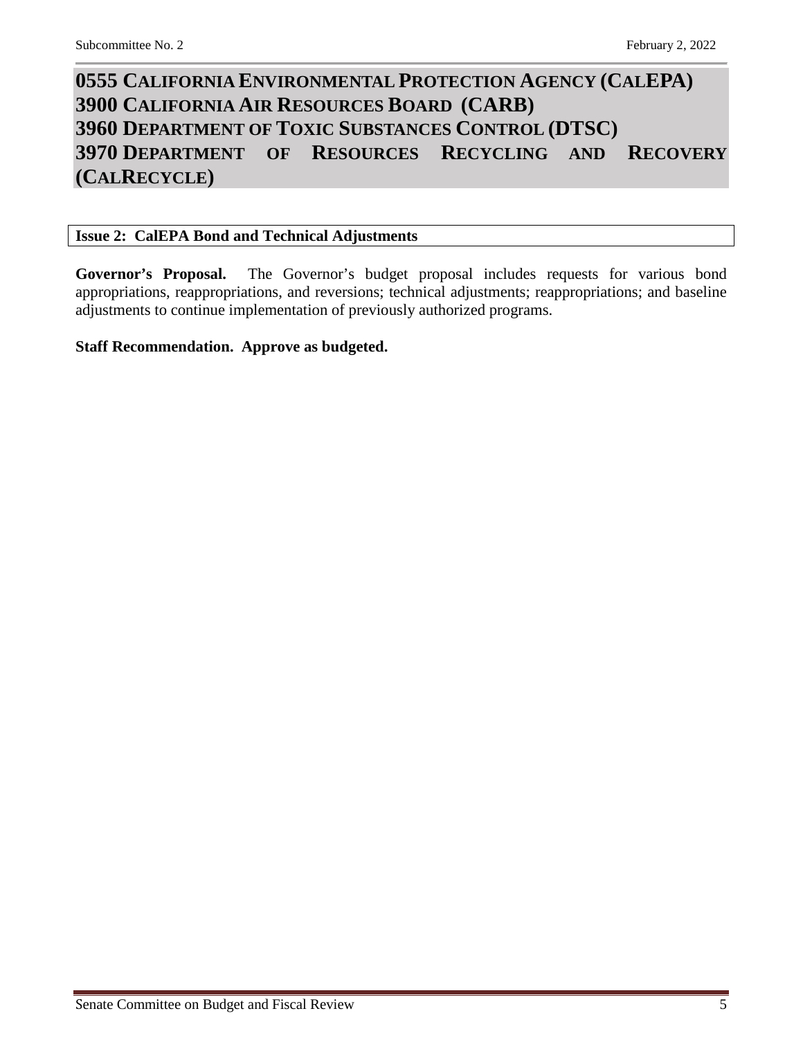# 0555 California Environmental Protection Agency (CalEPA)
# 3900 California Air Resources Board (CARB)
# 3960 Department of Toxic Substances Control (DTSC)
# 3970 Department of Resources Recycling and Recovery (CalRecycle)

## Issue 2: CalEPA Bond and Technical Adjustments

**Governor's Proposal.** The Governor's budget proposal includes requests for various bond appropriations, reappropriations, and reversions; technical adjustments; reappropriations; and baseline adjustments to continue implementation of previously authorized programs.

**Staff Recommendation. Approve as budgeted.**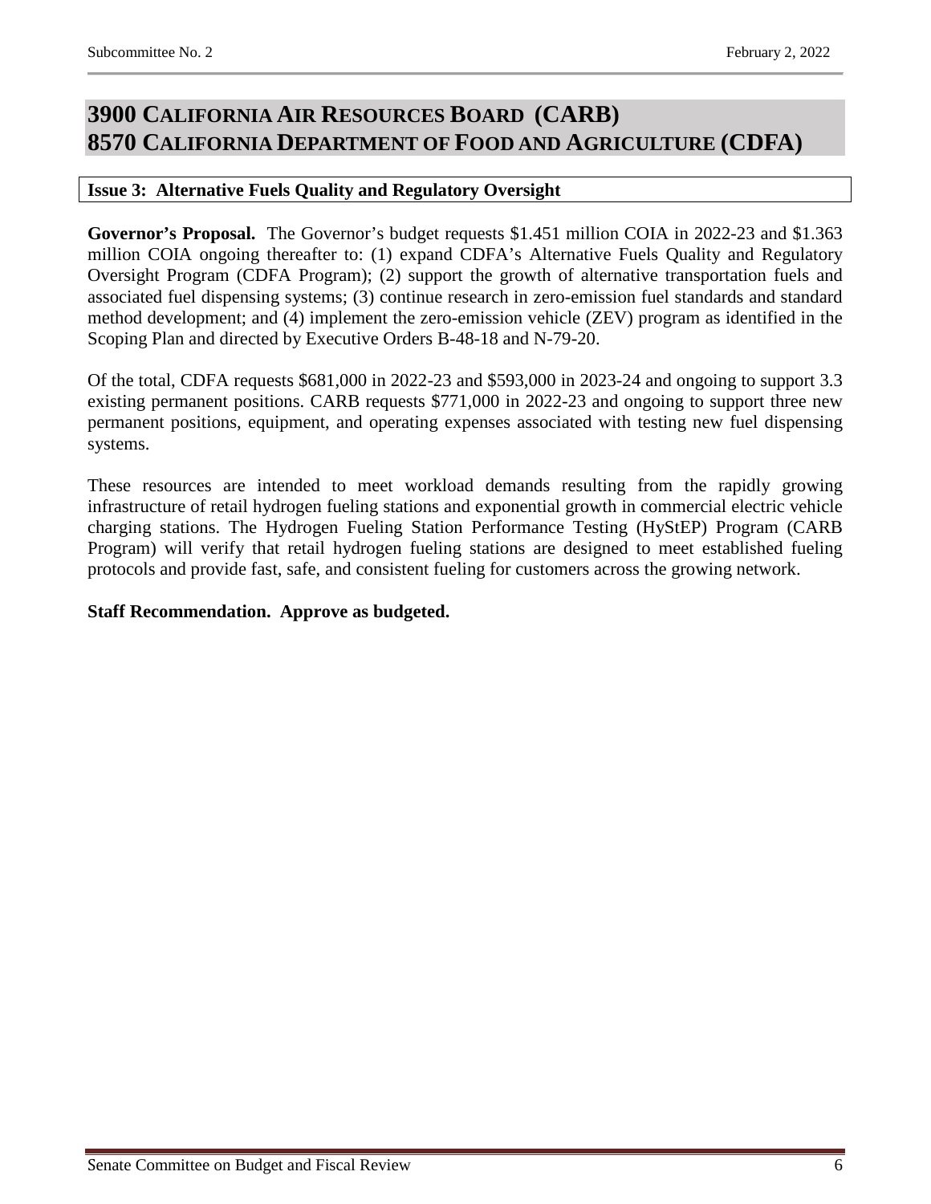# 3900 California Air Resources Board (CARB)
# 8570 California Department of Food and Agriculture (CDFA)

### Issue 3: Alternative Fuels Quality and Regulatory Oversight

**Governor's Proposal.** The Governor's budget requests $1.451 million COIA in 2022-23 and $1.363 million COIA ongoing thereafter to: (1) expand CDFA's Alternative Fuels Quality and Regulatory Oversight Program (CDFA Program); (2) support the growth of alternative transportation fuels and associated fuel dispensing systems; (3) continue research in zero-emission fuel standards and standard method development; and (4) implement the zero-emission vehicle (ZEV) program as identified in the Scoping Plan and directed by Executive Orders B-48-18 and N-79-20.

Of the total, CDFA requests $681,000 in 2022-23 and $593,000 in 2023-24 and ongoing to support 3.3 existing permanent positions. CARB requests $771,000 in 2022-23 and ongoing to support three new permanent positions, equipment, and operating expenses associated with testing new fuel dispensing systems.

These resources are intended to meet workload demands resulting from the rapidly growing infrastructure of retail hydrogen fueling stations and exponential growth in commercial electric vehicle charging stations. The Hydrogen Fueling Station Performance Testing (HyStEP) Program (CARB Program) will verify that retail hydrogen fueling stations are designed to meet established fueling protocols and provide fast, safe, and consistent fueling for customers across the growing network.

**Staff Recommendation. Approve as budgeted.**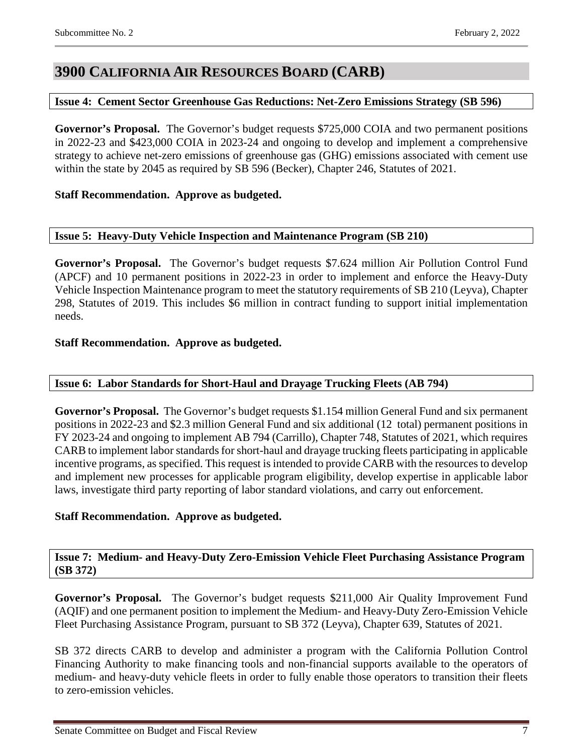# 3900 California Air Resources Board (CARB)

### Issue 4: Cement Sector Greenhouse Gas Reductions: Net-Zero Emissions Strategy (SB 596)

**Governor's Proposal.** The Governor's budget requests $725,000 COIA and two permanent positions in 2022-23 and $423,000 COIA in 2023-24 and ongoing to develop and implement a comprehensive strategy to achieve net-zero emissions of greenhouse gas (GHG) emissions associated with cement use within the state by 2045 as required by SB 596 (Becker), Chapter 246, Statutes of 2021.

**Staff Recommendation. Approve as budgeted.**

### Issue 5: Heavy-Duty Vehicle Inspection and Maintenance Program (SB 210)

**Governor's Proposal.** The Governor's budget requests $7.624 million Air Pollution Control Fund (APCF) and 10 permanent positions in 2022-23 in order to implement and enforce the Heavy-Duty Vehicle Inspection Maintenance program to meet the statutory requirements of SB 210 (Leyva), Chapter 298, Statutes of 2019. This includes $6 million in contract funding to support initial implementation needs.

**Staff Recommendation. Approve as budgeted.**

### Issue 6: Labor Standards for Short-Haul and Drayage Trucking Fleets (AB 794)

**Governor's Proposal.** The Governor's budget requests $1.154 million General Fund and six permanent positions in 2022-23 and $2.3 million General Fund and six additional (12 total) permanent positions in FY 2023-24 and ongoing to implement AB 794 (Carrillo), Chapter 748, Statutes of 2021, which requires CARB to implement labor standards for short-haul and drayage trucking fleets participating in applicable incentive programs, as specified. This request is intended to provide CARB with the resources to develop and implement new processes for applicable program eligibility, develop expertise in applicable labor laws, investigate third party reporting of labor standard violations, and carry out enforcement.

**Staff Recommendation. Approve as budgeted.**

### Issue 7: Medium- and Heavy-Duty Zero-Emission Vehicle Fleet Purchasing Assistance Program (SB 372)

**Governor's Proposal.** The Governor's budget requests $211,000 Air Quality Improvement Fund (AQIF) and one permanent position to implement the Medium- and Heavy-Duty Zero-Emission Vehicle Fleet Purchasing Assistance Program, pursuant to SB 372 (Leyva), Chapter 639, Statutes of 2021.

SB 372 directs CARB to develop and administer a program with the California Pollution Control Financing Authority to make financing tools and non-financial supports available to the operators of medium- and heavy-duty vehicle fleets in order to fully enable those operators to transition their fleets to zero-emission vehicles.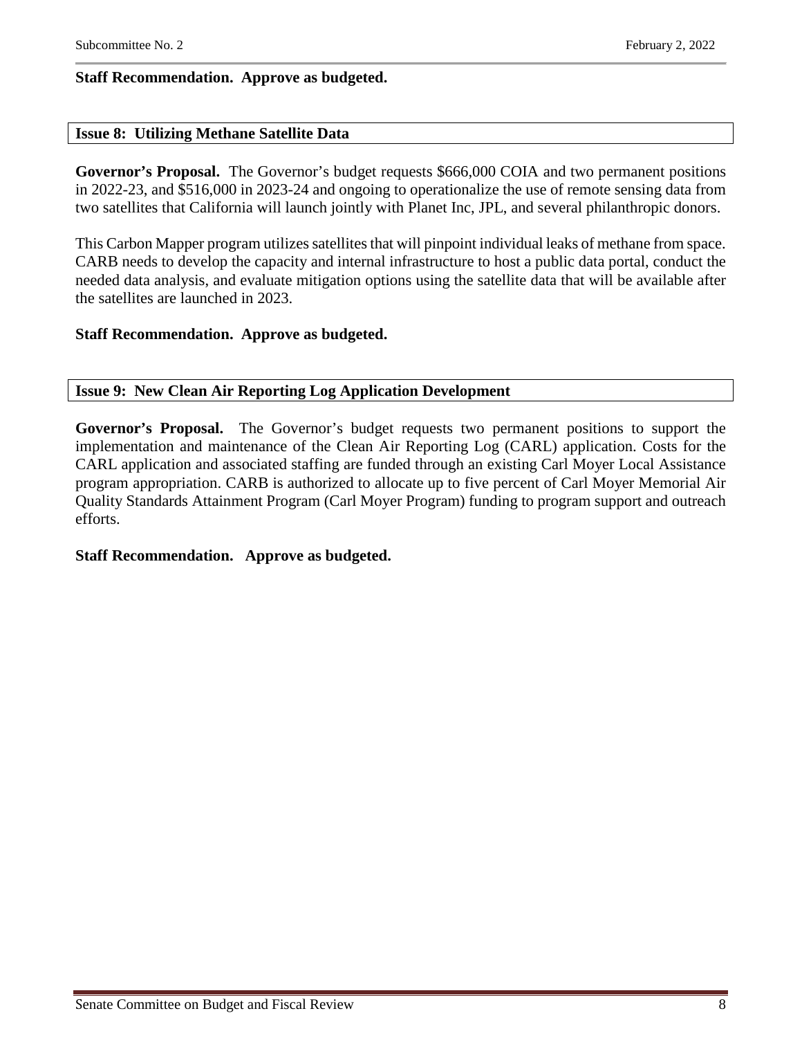**Staff Recommendation. Approve as budgeted.**

### Issue 8: Utilizing Methane Satellite Data

**Governor's Proposal.** The Governor's budget requests $666,000 COIA and two permanent positions in 2022-23, and $516,000 in 2023-24 and ongoing to operationalize the use of remote sensing data from two satellites that California will launch jointly with Planet Inc, JPL, and several philanthropic donors.

This Carbon Mapper program utilizes satellites that will pinpoint individual leaks of methane from space. CARB needs to develop the capacity and internal infrastructure to host a public data portal, conduct the needed data analysis, and evaluate mitigation options using the satellite data that will be available after the satellites are launched in 2023.

**Staff Recommendation. Approve as budgeted.**

### Issue 9: New Clean Air Reporting Log Application Development

**Governor's Proposal.** The Governor's budget requests two permanent positions to support the implementation and maintenance of the Clean Air Reporting Log (CARL) application. Costs for the CARL application and associated staffing are funded through an existing Carl Moyer Local Assistance program appropriation. CARB is authorized to allocate up to five percent of Carl Moyer Memorial Air Quality Standards Attainment Program (Carl Moyer Program) funding to program support and outreach efforts.

**Staff Recommendation. Approve as budgeted.**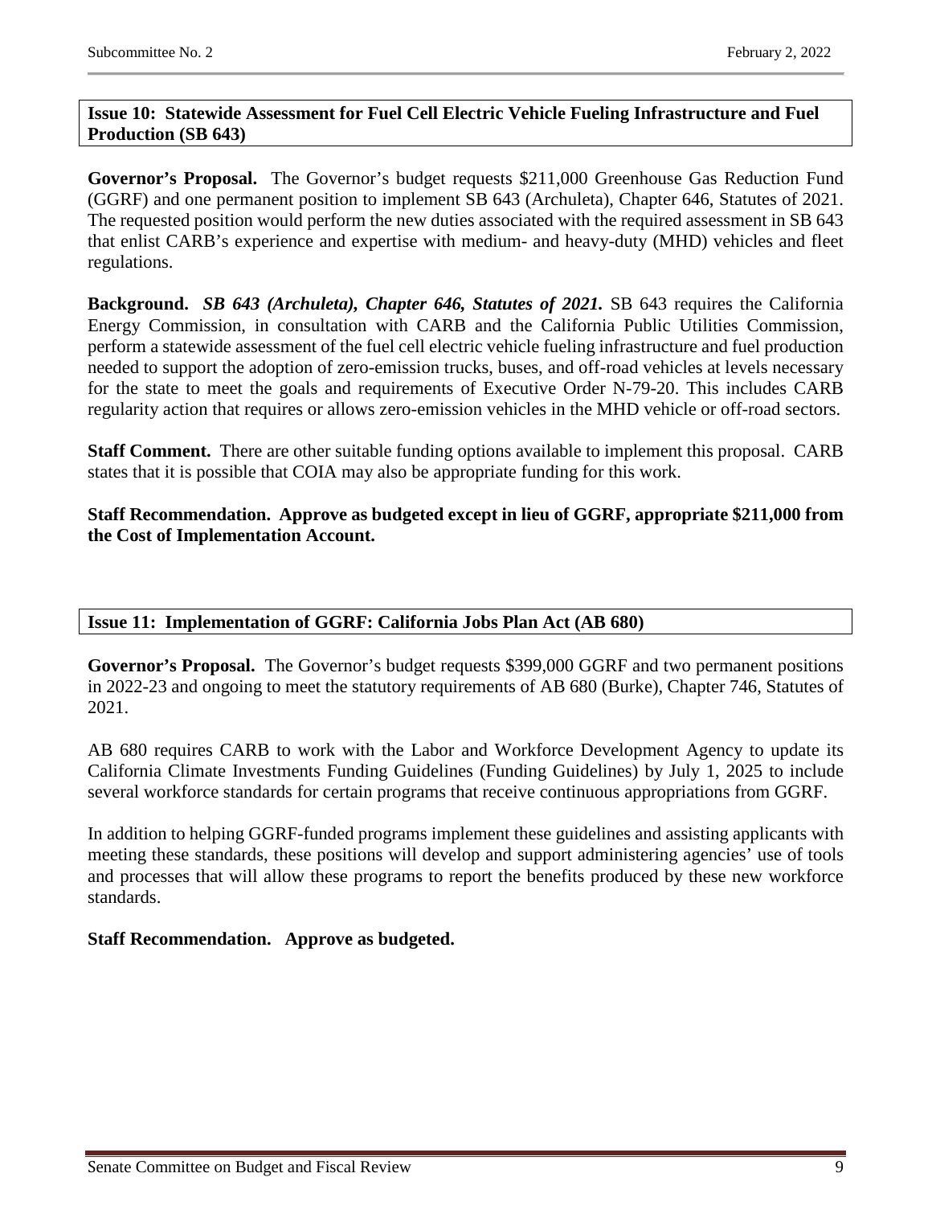### Issue 10: Statewide Assessment for Fuel Cell Electric Vehicle Fueling Infrastructure and Fuel Production (SB 643)

**Governor's Proposal.** The Governor's budget requests $211,000 Greenhouse Gas Reduction Fund (GGRF) and one permanent position to implement SB 643 (Archuleta), Chapter 646, Statutes of 2021. The requested position would perform the new duties associated with the required assessment in SB 643 that enlist CARB's experience and expertise with medium- and heavy-duty (MHD) vehicles and fleet regulations.

**Background.** ***SB 643 (Archuleta), Chapter 646, Statutes of 2021.*** SB 643 requires the California Energy Commission, in consultation with CARB and the California Public Utilities Commission, perform a statewide assessment of the fuel cell electric vehicle fueling infrastructure and fuel production needed to support the adoption of zero-emission trucks, buses, and off-road vehicles at levels necessary for the state to meet the goals and requirements of Executive Order N-79-20. This includes CARB regularity action that requires or allows zero-emission vehicles in the MHD vehicle or off-road sectors.

**Staff Comment.** There are other suitable funding options available to implement this proposal. CARB states that it is possible that COIA may also be appropriate funding for this work.

**Staff Recommendation. Approve as budgeted except in lieu of GGRF, appropriate $211,000 from the Cost of Implementation Account.**

### Issue 11: Implementation of GGRF: California Jobs Plan Act (AB 680)

**Governor's Proposal.** The Governor's budget requests $399,000 GGRF and two permanent positions in 2022-23 and ongoing to meet the statutory requirements of AB 680 (Burke), Chapter 746, Statutes of 2021.

AB 680 requires CARB to work with the Labor and Workforce Development Agency to update its California Climate Investments Funding Guidelines (Funding Guidelines) by July 1, 2025 to include several workforce standards for certain programs that receive continuous appropriations from GGRF.

In addition to helping GGRF-funded programs implement these guidelines and assisting applicants with meeting these standards, these positions will develop and support administering agencies' use of tools and processes that will allow these programs to report the benefits produced by these new workforce standards.

**Staff Recommendation. Approve as budgeted.**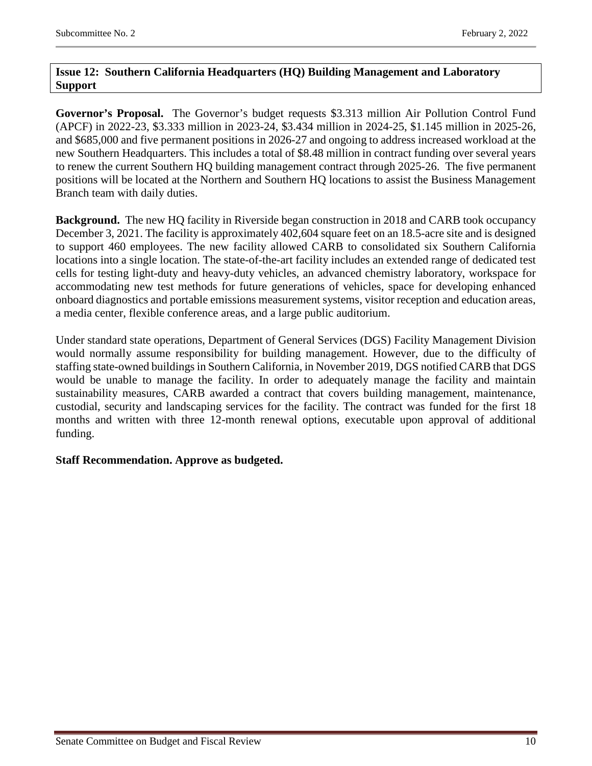**Issue 12: Southern California Headquarters (HQ) Building Management and Laboratory Support**

**Governor's Proposal.** The Governor's budget requests $3.313 million Air Pollution Control Fund (APCF) in 2022-23, $3.333 million in 2023-24, $3.434 million in 2024-25, $1.145 million in 2025-26, and $685,000 and five permanent positions in 2026-27 and ongoing to address increased workload at the new Southern Headquarters. This includes a total of $8.48 million in contract funding over several years to renew the current Southern HQ building management contract through 2025-26. The five permanent positions will be located at the Northern and Southern HQ locations to assist the Business Management Branch team with daily duties.

**Background.** The new HQ facility in Riverside began construction in 2018 and CARB took occupancy December 3, 2021. The facility is approximately 402,604 square feet on an 18.5-acre site and is designed to support 460 employees. The new facility allowed CARB to consolidated six Southern California locations into a single location. The state-of-the-art facility includes an extended range of dedicated test cells for testing light-duty and heavy-duty vehicles, an advanced chemistry laboratory, workspace for accommodating new test methods for future generations of vehicles, space for developing enhanced onboard diagnostics and portable emissions measurement systems, visitor reception and education areas, a media center, flexible conference areas, and a large public auditorium.

Under standard state operations, Department of General Services (DGS) Facility Management Division would normally assume responsibility for building management. However, due to the difficulty of staffing state-owned buildings in Southern California, in November 2019, DGS notified CARB that DGS would be unable to manage the facility. In order to adequately manage the facility and maintain sustainability measures, CARB awarded a contract that covers building management, maintenance, custodial, security and landscaping services for the facility. The contract was funded for the first 18 months and written with three 12-month renewal options, executable upon approval of additional funding.

**Staff Recommendation. Approve as budgeted.**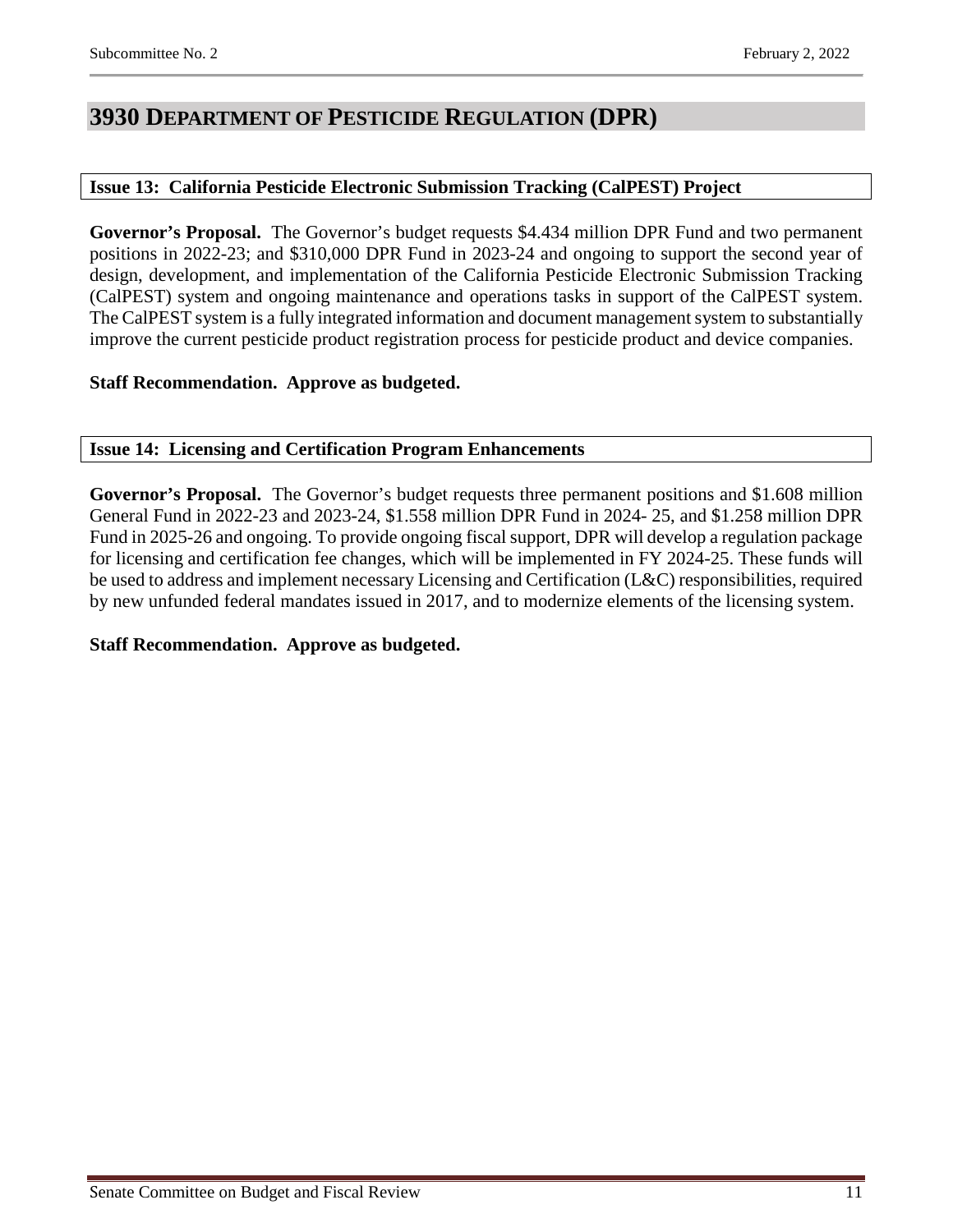# 3930 Department of Pesticide Regulation (DPR)

### Issue 13: California Pesticide Electronic Submission Tracking (CalPEST) Project

**Governor's Proposal.** The Governor's budget requests $4.434 million DPR Fund and two permanent positions in 2022-23; and $310,000 DPR Fund in 2023-24 and ongoing to support the second year of design, development, and implementation of the California Pesticide Electronic Submission Tracking (CalPEST) system and ongoing maintenance and operations tasks in support of the CalPEST system. The CalPEST system is a fully integrated information and document management system to substantially improve the current pesticide product registration process for pesticide product and device companies.

**Staff Recommendation. Approve as budgeted.**

### Issue 14: Licensing and Certification Program Enhancements

**Governor's Proposal.** The Governor's budget requests three permanent positions and $1.608 million General Fund in 2022-23 and 2023-24, $1.558 million DPR Fund in 2024- 25, and $1.258 million DPR Fund in 2025-26 and ongoing. To provide ongoing fiscal support, DPR will develop a regulation package for licensing and certification fee changes, which will be implemented in FY 2024-25. These funds will be used to address and implement necessary Licensing and Certification (L&C) responsibilities, required by new unfunded federal mandates issued in 2017, and to modernize elements of the licensing system.

**Staff Recommendation. Approve as budgeted.**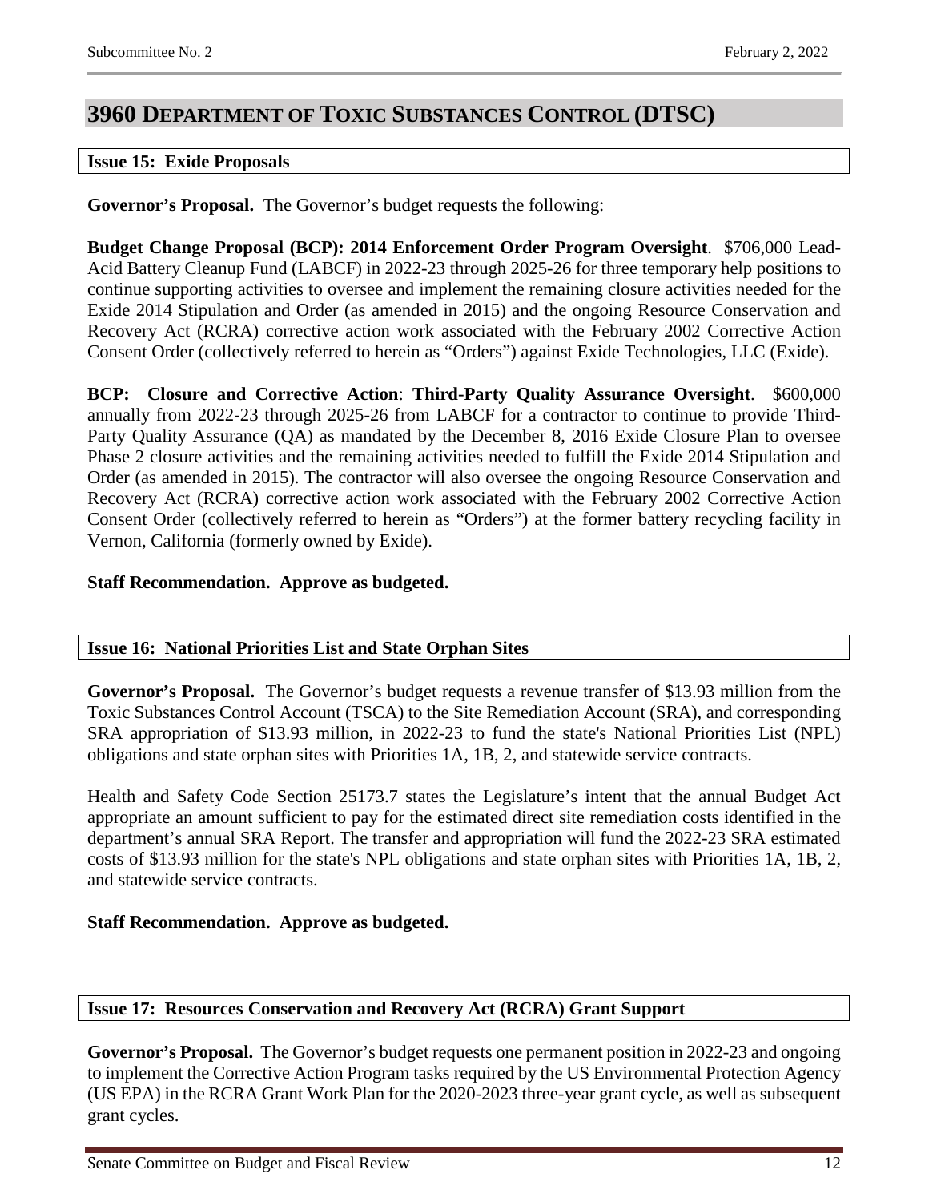# 3960 DEPARTMENT OF TOXIC SUBSTANCES CONTROL (DTSC)

### Issue 15: Exide Proposals

**Governor's Proposal.** The Governor's budget requests the following:

**Budget Change Proposal (BCP): 2014 Enforcement Order Program Oversight**. $706,000 Lead-Acid Battery Cleanup Fund (LABCF) in 2022-23 through 2025-26 for three temporary help positions to continue supporting activities to oversee and implement the remaining closure activities needed for the Exide 2014 Stipulation and Order (as amended in 2015) and the ongoing Resource Conservation and Recovery Act (RCRA) corrective action work associated with the February 2002 Corrective Action Consent Order (collectively referred to herein as "Orders") against Exide Technologies, LLC (Exide).

**BCP: Closure and Corrective Action**: **Third-Party Quality Assurance Oversight**. $600,000 annually from 2022-23 through 2025-26 from LABCF for a contractor to continue to provide Third-Party Quality Assurance (QA) as mandated by the December 8, 2016 Exide Closure Plan to oversee Phase 2 closure activities and the remaining activities needed to fulfill the Exide 2014 Stipulation and Order (as amended in 2015). The contractor will also oversee the ongoing Resource Conservation and Recovery Act (RCRA) corrective action work associated with the February 2002 Corrective Action Consent Order (collectively referred to herein as "Orders") at the former battery recycling facility in Vernon, California (formerly owned by Exide).

**Staff Recommendation. Approve as budgeted.**

### Issue 16: National Priorities List and State Orphan Sites

**Governor's Proposal.** The Governor's budget requests a revenue transfer of $13.93 million from the Toxic Substances Control Account (TSCA) to the Site Remediation Account (SRA), and corresponding SRA appropriation of $13.93 million, in 2022-23 to fund the state's National Priorities List (NPL) obligations and state orphan sites with Priorities 1A, 1B, 2, and statewide service contracts.

Health and Safety Code Section 25173.7 states the Legislature's intent that the annual Budget Act appropriate an amount sufficient to pay for the estimated direct site remediation costs identified in the department's annual SRA Report. The transfer and appropriation will fund the 2022-23 SRA estimated costs of $13.93 million for the state's NPL obligations and state orphan sites with Priorities 1A, 1B, 2, and statewide service contracts.

**Staff Recommendation. Approve as budgeted.**

### Issue 17: Resources Conservation and Recovery Act (RCRA) Grant Support

**Governor's Proposal.** The Governor's budget requests one permanent position in 2022-23 and ongoing to implement the Corrective Action Program tasks required by the US Environmental Protection Agency (US EPA) in the RCRA Grant Work Plan for the 2020-2023 three-year grant cycle, as well as subsequent grant cycles.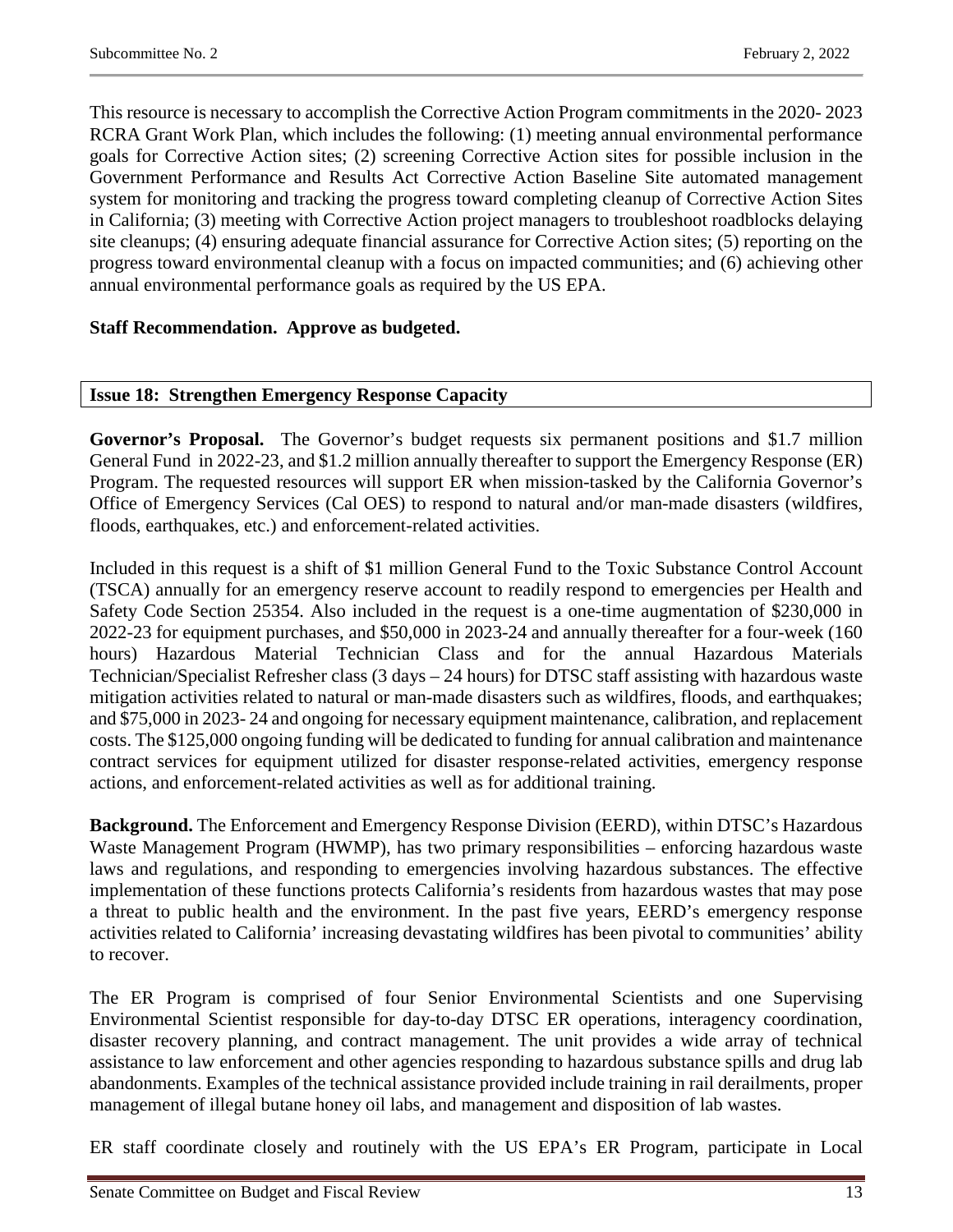This resource is necessary to accomplish the Corrective Action Program commitments in the 2020- 2023 RCRA Grant Work Plan, which includes the following: (1) meeting annual environmental performance goals for Corrective Action sites; (2) screening Corrective Action sites for possible inclusion in the Government Performance and Results Act Corrective Action Baseline Site automated management system for monitoring and tracking the progress toward completing cleanup of Corrective Action Sites in California; (3) meeting with Corrective Action project managers to troubleshoot roadblocks delaying site cleanups; (4) ensuring adequate financial assurance for Corrective Action sites; (5) reporting on the progress toward environmental cleanup with a focus on impacted communities; and (6) achieving other annual environmental performance goals as required by the US EPA.

**Staff Recommendation. Approve as budgeted.**

### Issue 18: Strengthen Emergency Response Capacity

**Governor's Proposal.** The Governor's budget requests six permanent positions and $1.7 million General Fund in 2022-23, and $1.2 million annually thereafter to support the Emergency Response (ER) Program. The requested resources will support ER when mission-tasked by the California Governor's Office of Emergency Services (Cal OES) to respond to natural and/or man-made disasters (wildfires, floods, earthquakes, etc.) and enforcement-related activities.

Included in this request is a shift of $1 million General Fund to the Toxic Substance Control Account (TSCA) annually for an emergency reserve account to readily respond to emergencies per Health and Safety Code Section 25354. Also included in the request is a one-time augmentation of $230,000 in 2022-23 for equipment purchases, and $50,000 in 2023-24 and annually thereafter for a four-week (160 hours) Hazardous Material Technician Class and for the annual Hazardous Materials Technician/Specialist Refresher class (3 days – 24 hours) for DTSC staff assisting with hazardous waste mitigation activities related to natural or man-made disasters such as wildfires, floods, and earthquakes; and $75,000 in 2023- 24 and ongoing for necessary equipment maintenance, calibration, and replacement costs. The $125,000 ongoing funding will be dedicated to funding for annual calibration and maintenance contract services for equipment utilized for disaster response-related activities, emergency response actions, and enforcement-related activities as well as for additional training.

**Background.** The Enforcement and Emergency Response Division (EERD), within DTSC's Hazardous Waste Management Program (HWMP), has two primary responsibilities – enforcing hazardous waste laws and regulations, and responding to emergencies involving hazardous substances. The effective implementation of these functions protects California's residents from hazardous wastes that may pose a threat to public health and the environment. In the past five years, EERD's emergency response activities related to California' increasing devastating wildfires has been pivotal to communities' ability to recover.

The ER Program is comprised of four Senior Environmental Scientists and one Supervising Environmental Scientist responsible for day-to-day DTSC ER operations, interagency coordination, disaster recovery planning, and contract management. The unit provides a wide array of technical assistance to law enforcement and other agencies responding to hazardous substance spills and drug lab abandonments. Examples of the technical assistance provided include training in rail derailments, proper management of illegal butane honey oil labs, and management and disposition of lab wastes.

ER staff coordinate closely and routinely with the US EPA's ER Program, participate in Local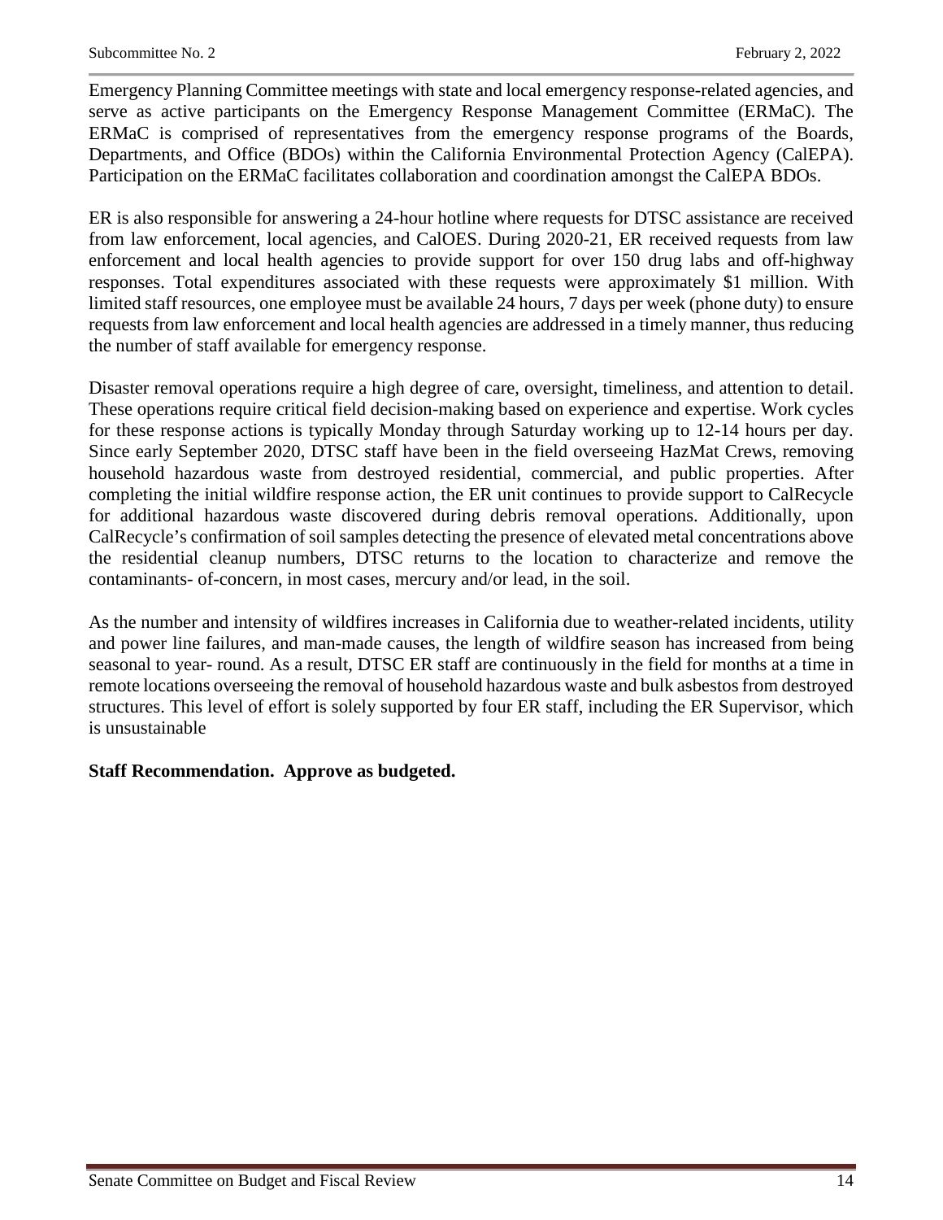Emergency Planning Committee meetings with state and local emergency response-related agencies, and serve as active participants on the Emergency Response Management Committee (ERMaC). The ERMaC is comprised of representatives from the emergency response programs of the Boards, Departments, and Office (BDOs) within the California Environmental Protection Agency (CalEPA). Participation on the ERMaC facilitates collaboration and coordination amongst the CalEPA BDOs.

ER is also responsible for answering a 24-hour hotline where requests for DTSC assistance are received from law enforcement, local agencies, and CalOES. During 2020-21, ER received requests from law enforcement and local health agencies to provide support for over 150 drug labs and off-highway responses. Total expenditures associated with these requests were approximately $1 million. With limited staff resources, one employee must be available 24 hours, 7 days per week (phone duty) to ensure requests from law enforcement and local health agencies are addressed in a timely manner, thus reducing the number of staff available for emergency response.

Disaster removal operations require a high degree of care, oversight, timeliness, and attention to detail. These operations require critical field decision-making based on experience and expertise. Work cycles for these response actions is typically Monday through Saturday working up to 12-14 hours per day. Since early September 2020, DTSC staff have been in the field overseeing HazMat Crews, removing household hazardous waste from destroyed residential, commercial, and public properties. After completing the initial wildfire response action, the ER unit continues to provide support to CalRecycle for additional hazardous waste discovered during debris removal operations. Additionally, upon CalRecycle's confirmation of soil samples detecting the presence of elevated metal concentrations above the residential cleanup numbers, DTSC returns to the location to characterize and remove the contaminants- of-concern, in most cases, mercury and/or lead, in the soil.

As the number and intensity of wildfires increases in California due to weather-related incidents, utility and power line failures, and man-made causes, the length of wildfire season has increased from being seasonal to year- round. As a result, DTSC ER staff are continuously in the field for months at a time in remote locations overseeing the removal of household hazardous waste and bulk asbestos from destroyed structures. This level of effort is solely supported by four ER staff, including the ER Supervisor, which is unsustainable

**Staff Recommendation. Approve as budgeted.**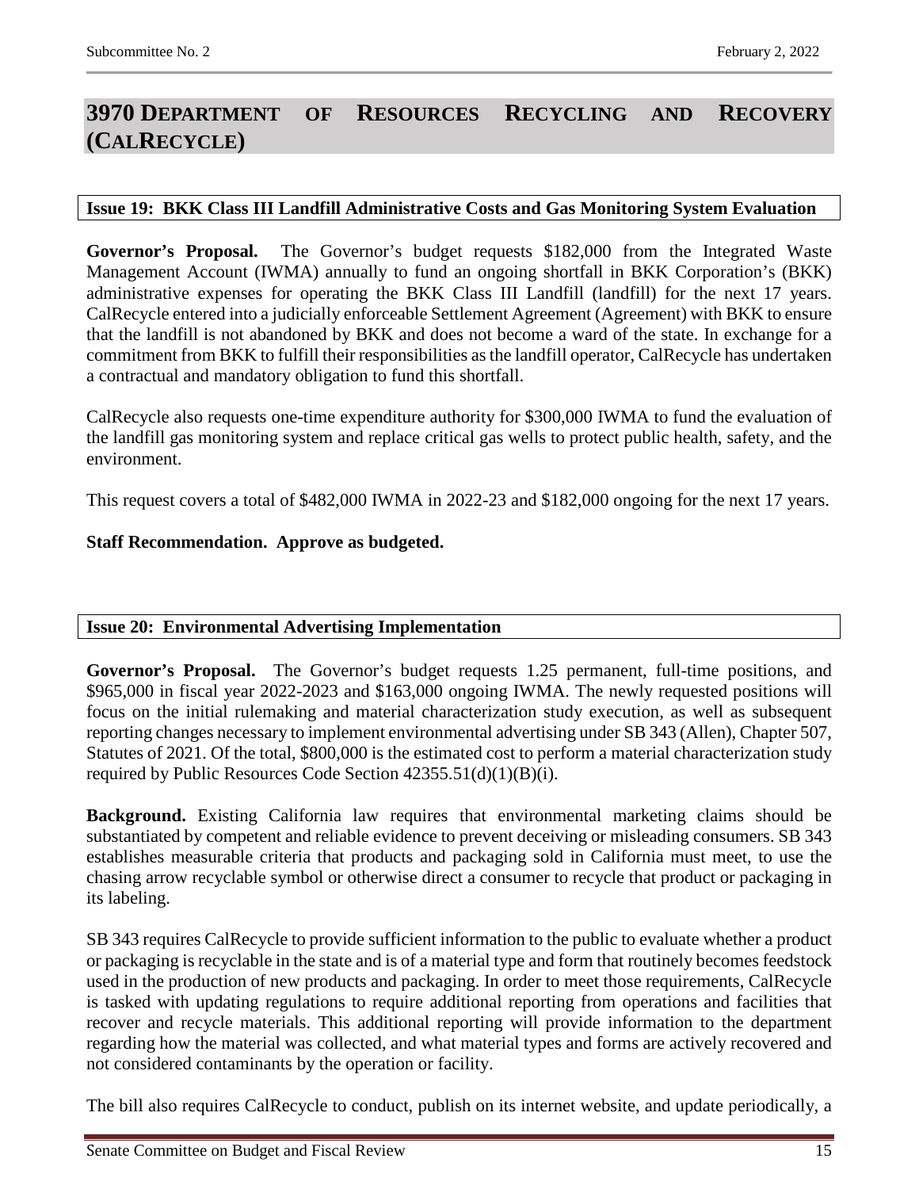# 3970 DEPARTMENT OF RESOURCES RECYCLING AND RECOVERY (CALRECYCLE)

### Issue 19: BKK Class III Landfill Administrative Costs and Gas Monitoring System Evaluation

**Governor's Proposal.** The Governor's budget requests $182,000 from the Integrated Waste Management Account (IWMA) annually to fund an ongoing shortfall in BKK Corporation's (BKK) administrative expenses for operating the BKK Class III Landfill (landfill) for the next 17 years. CalRecycle entered into a judicially enforceable Settlement Agreement (Agreement) with BKK to ensure that the landfill is not abandoned by BKK and does not become a ward of the state. In exchange for a commitment from BKK to fulfill their responsibilities as the landfill operator, CalRecycle has undertaken a contractual and mandatory obligation to fund this shortfall.

CalRecycle also requests one-time expenditure authority for $300,000 IWMA to fund the evaluation of the landfill gas monitoring system and replace critical gas wells to protect public health, safety, and the environment.

This request covers a total of $482,000 IWMA in 2022-23 and $182,000 ongoing for the next 17 years.

**Staff Recommendation. Approve as budgeted.**

### Issue 20: Environmental Advertising Implementation

**Governor's Proposal.** The Governor's budget requests 1.25 permanent, full-time positions, and $965,000 in fiscal year 2022-2023 and $163,000 ongoing IWMA. The newly requested positions will focus on the initial rulemaking and material characterization study execution, as well as subsequent reporting changes necessary to implement environmental advertising under SB 343 (Allen), Chapter 507, Statutes of 2021. Of the total, $800,000 is the estimated cost to perform a material characterization study required by Public Resources Code Section 42355.51(d)(1)(B)(i).

**Background.** Existing California law requires that environmental marketing claims should be substantiated by competent and reliable evidence to prevent deceiving or misleading consumers. SB 343 establishes measurable criteria that products and packaging sold in California must meet, to use the chasing arrow recyclable symbol or otherwise direct a consumer to recycle that product or packaging in its labeling.

SB 343 requires CalRecycle to provide sufficient information to the public to evaluate whether a product or packaging is recyclable in the state and is of a material type and form that routinely becomes feedstock used in the production of new products and packaging. In order to meet those requirements, CalRecycle is tasked with updating regulations to require additional reporting from operations and facilities that recover and recycle materials. This additional reporting will provide information to the department regarding how the material was collected, and what material types and forms are actively recovered and not considered contaminants by the operation or facility.

The bill also requires CalRecycle to conduct, publish on its internet website, and update periodically, a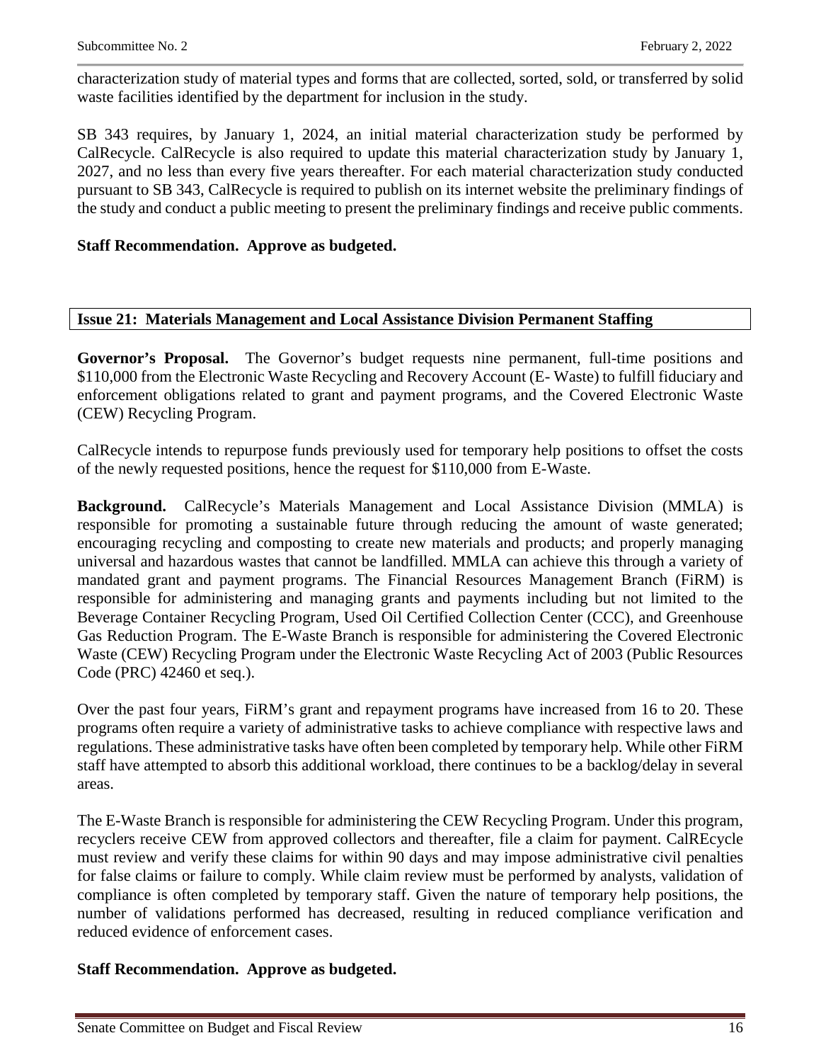characterization study of material types and forms that are collected, sorted, sold, or transferred by solid waste facilities identified by the department for inclusion in the study.

SB 343 requires, by January 1, 2024, an initial material characterization study be performed by CalRecycle. CalRecycle is also required to update this material characterization study by January 1, 2027, and no less than every five years thereafter. For each material characterization study conducted pursuant to SB 343, CalRecycle is required to publish on its internet website the preliminary findings of the study and conduct a public meeting to present the preliminary findings and receive public comments.

**Staff Recommendation. Approve as budgeted.**

## Issue 21: Materials Management and Local Assistance Division Permanent Staffing

**Governor's Proposal.** The Governor's budget requests nine permanent, full-time positions and $110,000 from the Electronic Waste Recycling and Recovery Account (E- Waste) to fulfill fiduciary and enforcement obligations related to grant and payment programs, and the Covered Electronic Waste (CEW) Recycling Program.

CalRecycle intends to repurpose funds previously used for temporary help positions to offset the costs of the newly requested positions, hence the request for $110,000 from E-Waste.

**Background.** CalRecycle's Materials Management and Local Assistance Division (MMLA) is responsible for promoting a sustainable future through reducing the amount of waste generated; encouraging recycling and composting to create new materials and products; and properly managing universal and hazardous wastes that cannot be landfilled. MMLA can achieve this through a variety of mandated grant and payment programs. The Financial Resources Management Branch (FiRM) is responsible for administering and managing grants and payments including but not limited to the Beverage Container Recycling Program, Used Oil Certified Collection Center (CCC), and Greenhouse Gas Reduction Program. The E-Waste Branch is responsible for administering the Covered Electronic Waste (CEW) Recycling Program under the Electronic Waste Recycling Act of 2003 (Public Resources Code (PRC) 42460 et seq.).

Over the past four years, FiRM's grant and repayment programs have increased from 16 to 20. These programs often require a variety of administrative tasks to achieve compliance with respective laws and regulations. These administrative tasks have often been completed by temporary help. While other FiRM staff have attempted to absorb this additional workload, there continues to be a backlog/delay in several areas.

The E-Waste Branch is responsible for administering the CEW Recycling Program. Under this program, recyclers receive CEW from approved collectors and thereafter, file a claim for payment. CalREcycle must review and verify these claims for within 90 days and may impose administrative civil penalties for false claims or failure to comply. While claim review must be performed by analysts, validation of compliance is often completed by temporary staff. Given the nature of temporary help positions, the number of validations performed has decreased, resulting in reduced compliance verification and reduced evidence of enforcement cases.

**Staff Recommendation. Approve as budgeted.**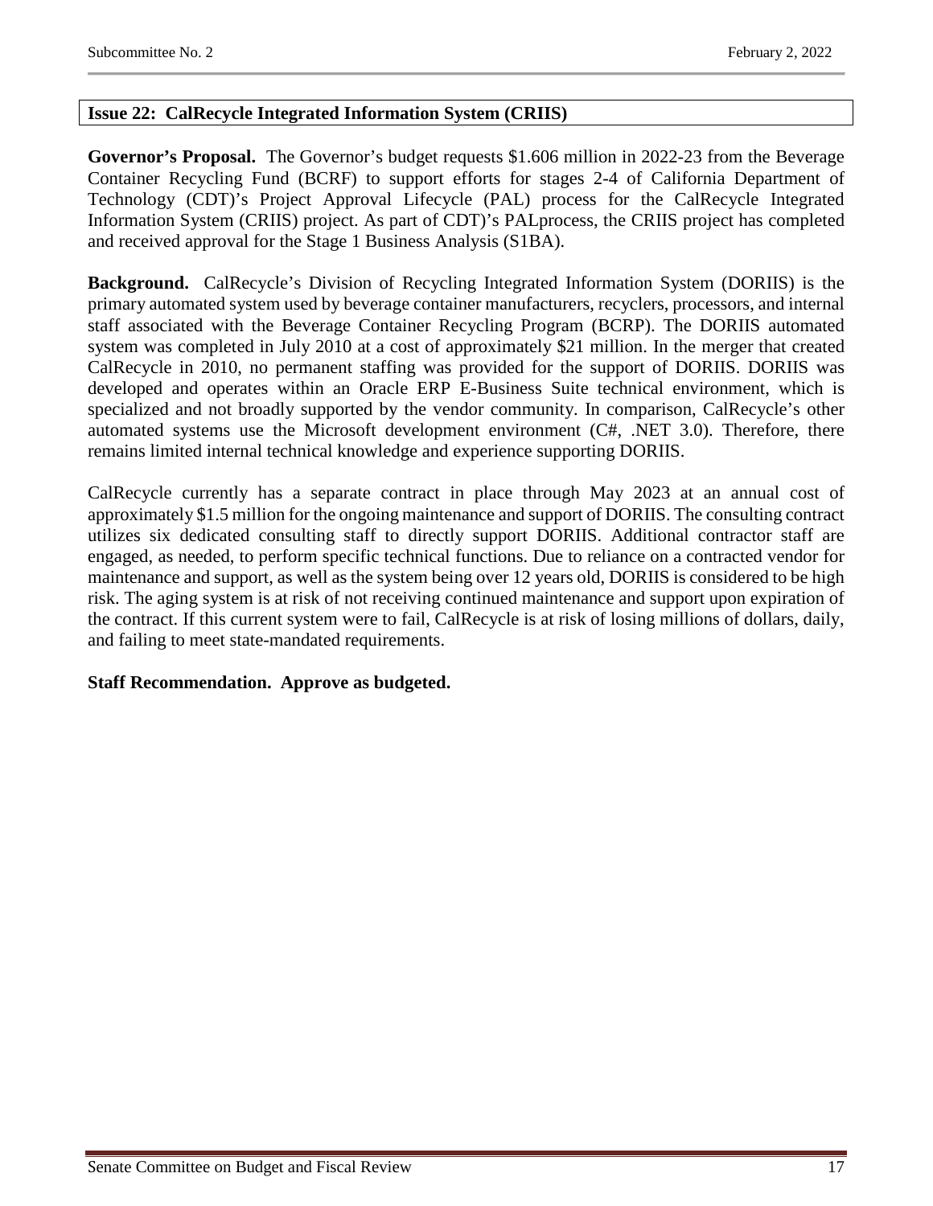## Issue 22: CalRecycle Integrated Information System (CRIIS)

**Governor's Proposal.** The Governor's budget requests $1.606 million in 2022-23 from the Beverage Container Recycling Fund (BCRF) to support efforts for stages 2-4 of California Department of Technology (CDT)'s Project Approval Lifecycle (PAL) process for the CalRecycle Integrated Information System (CRIIS) project. As part of CDT)'s PALprocess, the CRIIS project has completed and received approval for the Stage 1 Business Analysis (S1BA).

**Background.** CalRecycle's Division of Recycling Integrated Information System (DORIIS) is the primary automated system used by beverage container manufacturers, recyclers, processors, and internal staff associated with the Beverage Container Recycling Program (BCRP). The DORIIS automated system was completed in July 2010 at a cost of approximately $21 million. In the merger that created CalRecycle in 2010, no permanent staffing was provided for the support of DORIIS. DORIIS was developed and operates within an Oracle ERP E-Business Suite technical environment, which is specialized and not broadly supported by the vendor community. In comparison, CalRecycle's other automated systems use the Microsoft development environment (C#, .NET 3.0). Therefore, there remains limited internal technical knowledge and experience supporting DORIIS.

CalRecycle currently has a separate contract in place through May 2023 at an annual cost of approximately $1.5 million for the ongoing maintenance and support of DORIIS. The consulting contract utilizes six dedicated consulting staff to directly support DORIIS. Additional contractor staff are engaged, as needed, to perform specific technical functions. Due to reliance on a contracted vendor for maintenance and support, as well as the system being over 12 years old, DORIIS is considered to be high risk. The aging system is at risk of not receiving continued maintenance and support upon expiration of the contract. If this current system were to fail, CalRecycle is at risk of losing millions of dollars, daily, and failing to meet state-mandated requirements.

**Staff Recommendation. Approve as budgeted.**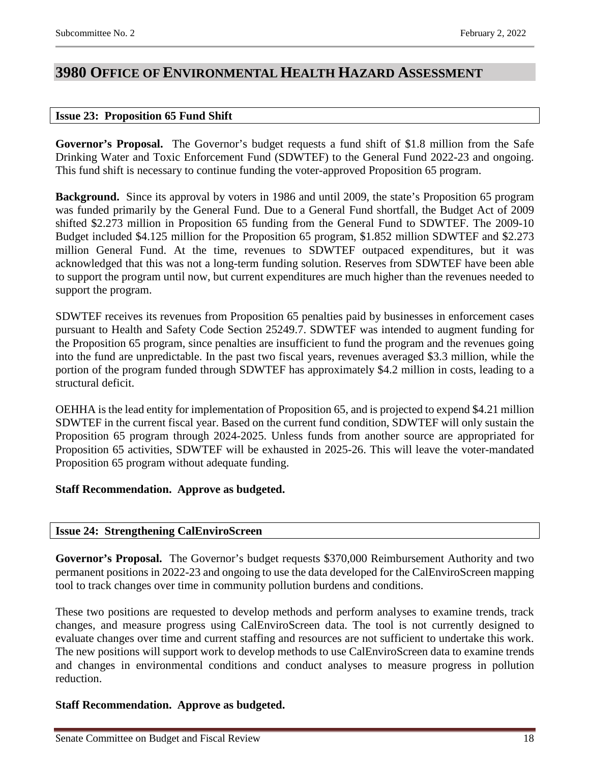## 3980 Office of Environmental Health Hazard Assessment

### Issue 23: Proposition 65 Fund Shift

**Governor's Proposal.** The Governor's budget requests a fund shift of $1.8 million from the Safe Drinking Water and Toxic Enforcement Fund (SDWTEF) to the General Fund 2022-23 and ongoing. This fund shift is necessary to continue funding the voter-approved Proposition 65 program.

**Background.** Since its approval by voters in 1986 and until 2009, the state's Proposition 65 program was funded primarily by the General Fund. Due to a General Fund shortfall, the Budget Act of 2009 shifted $2.273 million in Proposition 65 funding from the General Fund to SDWTEF. The 2009-10 Budget included $4.125 million for the Proposition 65 program, $1.852 million SDWTEF and $2.273 million General Fund. At the time, revenues to SDWTEF outpaced expenditures, but it was acknowledged that this was not a long-term funding solution. Reserves from SDWTEF have been able to support the program until now, but current expenditures are much higher than the revenues needed to support the program.

SDWTEF receives its revenues from Proposition 65 penalties paid by businesses in enforcement cases pursuant to Health and Safety Code Section 25249.7. SDWTEF was intended to augment funding for the Proposition 65 program, since penalties are insufficient to fund the program and the revenues going into the fund are unpredictable. In the past two fiscal years, revenues averaged $3.3 million, while the portion of the program funded through SDWTEF has approximately $4.2 million in costs, leading to a structural deficit.

OEHHA is the lead entity for implementation of Proposition 65, and is projected to expend $4.21 million SDWTEF in the current fiscal year. Based on the current fund condition, SDWTEF will only sustain the Proposition 65 program through 2024-2025. Unless funds from another source are appropriated for Proposition 65 activities, SDWTEF will be exhausted in 2025-26. This will leave the voter-mandated Proposition 65 program without adequate funding.

**Staff Recommendation. Approve as budgeted.**

### Issue 24: Strengthening CalEnviroScreen

**Governor's Proposal.** The Governor's budget requests $370,000 Reimbursement Authority and two permanent positions in 2022-23 and ongoing to use the data developed for the CalEnviroScreen mapping tool to track changes over time in community pollution burdens and conditions.

These two positions are requested to develop methods and perform analyses to examine trends, track changes, and measure progress using CalEnviroScreen data. The tool is not currently designed to evaluate changes over time and current staffing and resources are not sufficient to undertake this work. The new positions will support work to develop methods to use CalEnviroScreen data to examine trends and changes in environmental conditions and conduct analyses to measure progress in pollution reduction.

**Staff Recommendation. Approve as budgeted.**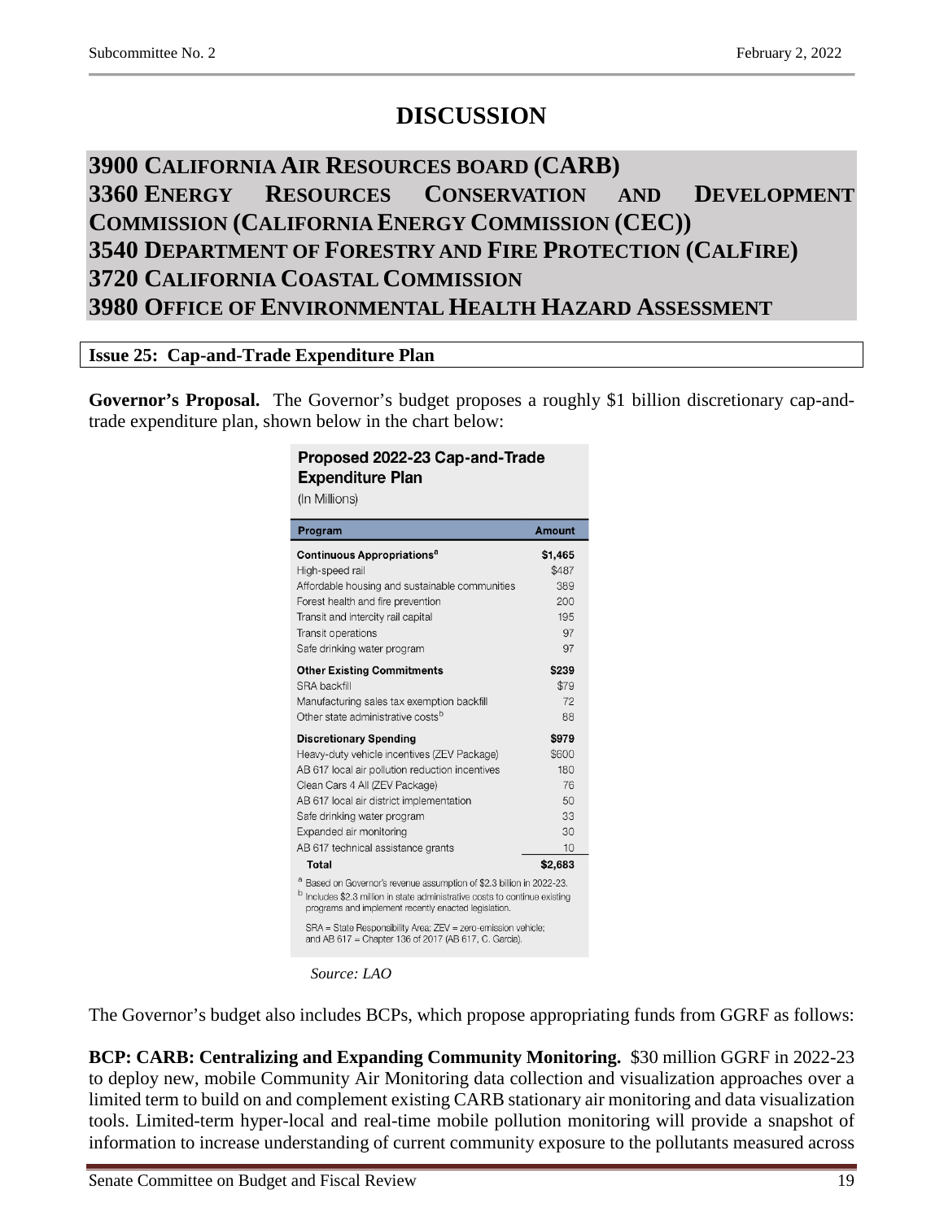# DISCUSSION

## 3900 California Air Resources board (CARB)
## 3360 Energy Resources Conservation and Development Commission (California Energy Commission (CEC))
## 3540 Department of Forestry and Fire Protection (CalFire)
## 3720 California Coastal Commission
## 3980 Office of Environmental Health Hazard Assessment

### Issue 25: Cap-and-Trade Expenditure Plan

**Governor's Proposal.** The Governor's budget proposes a roughly $1 billion discretionary cap-and-trade expenditure plan, shown below in the chart below:

**Proposed 2022-23 Cap-and-Trade Expenditure Plan**
(In Millions)

| Program | Amount |
|---|---|
| **Continuous Appropriations**[a] | **$1,465** |
| High-speed rail | $487 |
| Affordable housing and sustainable communities | 389 |
| Forest health and fire prevention | 200 |
| Transit and intercity rail capital | 195 |
| Transit operations | 97 |
| Safe drinking water program | 97 |
| **Other Existing Commitments** | **$239** |
| SRA backfill | $79 |
| Manufacturing sales tax exemption backfill | 72 |
| Other state administrative costs[b] | 88 |
| **Discretionary Spending** | **$979** |
| Heavy-duty vehicle incentives (ZEV Package) | $600 |
| AB 617 local air pollution reduction incentives | 180 |
| Clean Cars 4 All (ZEV Package) | 76 |
| AB 617 local air district implementation | 50 |
| Safe drinking water program | 33 |
| Expanded air monitoring | 30 |
| AB 617 technical assistance grants | 10 |
| **Total** | **$2,683** |

[a] Based on Governor's revenue assumption of $2.3 billion in 2022-23.
[b] Includes $2.3 million in state administrative costs to continue existing programs and implement recently enacted legislation.

SRA = State Responsibility Area; ZEV = zero-emission vehicle; and AB 617 = Chapter 136 of 2017 (AB 617, C. Garcia).

*Source: LAO*

The Governor's budget also includes BCPs, which propose appropriating funds from GGRF as follows:

**BCP: CARB: Centralizing and Expanding Community Monitoring.** $30 million GGRF in 2022-23 to deploy new, mobile Community Air Monitoring data collection and visualization approaches over a limited term to build on and complement existing CARB stationary air monitoring and data visualization tools. Limited-term hyper-local and real-time mobile pollution monitoring will provide a snapshot of information to increase understanding of current community exposure to the pollutants measured across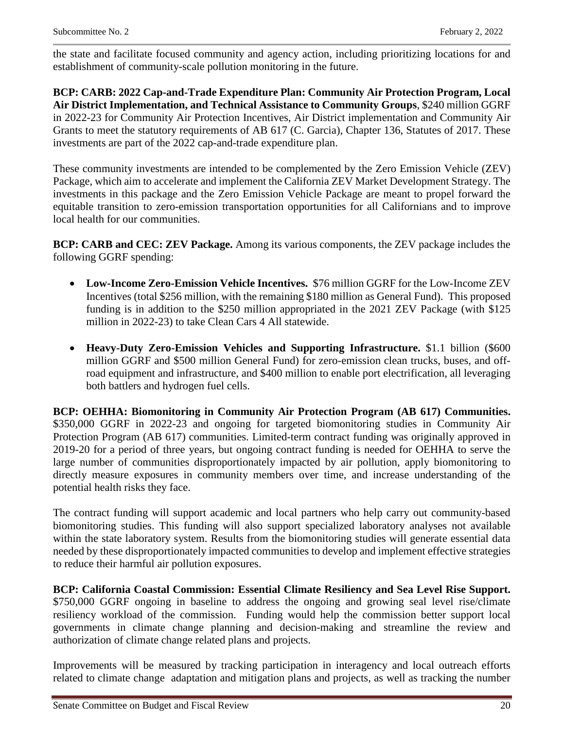the state and facilitate focused community and agency action, including prioritizing locations for and establishment of community-scale pollution monitoring in the future.

**BCP: CARB: 2022 Cap-and-Trade Expenditure Plan: Community Air Protection Program, Local Air District Implementation, and Technical Assistance to Community Groups**, $240 million GGRF in 2022-23 for Community Air Protection Incentives, Air District implementation and Community Air Grants to meet the statutory requirements of AB 617 (C. Garcia), Chapter 136, Statutes of 2017. These investments are part of the 2022 cap-and-trade expenditure plan.

These community investments are intended to be complemented by the Zero Emission Vehicle (ZEV) Package, which aim to accelerate and implement the California ZEV Market Development Strategy. The investments in this package and the Zero Emission Vehicle Package are meant to propel forward the equitable transition to zero-emission transportation opportunities for all Californians and to improve local health for our communities.

**BCP: CARB and CEC: ZEV Package.** Among its various components, the ZEV package includes the following GGRF spending:

- **Low-Income Zero-Emission Vehicle Incentives.** $76 million GGRF for the Low-Income ZEV Incentives (total $256 million, with the remaining $180 million as General Fund). This proposed funding is in addition to the $250 million appropriated in the 2021 ZEV Package (with $125 million in 2022-23) to take Clean Cars 4 All statewide.

- **Heavy-Duty Zero-Emission Vehicles and Supporting Infrastructure.** $1.1 billion ($600 million GGRF and $500 million General Fund) for zero-emission clean trucks, buses, and off-road equipment and infrastructure, and $400 million to enable port electrification, all leveraging both battlers and hydrogen fuel cells.

**BCP: OEHHA: Biomonitoring in Community Air Protection Program (AB 617) Communities.** $350,000 GGRF in 2022-23 and ongoing for targeted biomonitoring studies in Community Air Protection Program (AB 617) communities. Limited-term contract funding was originally approved in 2019-20 for a period of three years, but ongoing contract funding is needed for OEHHA to serve the large number of communities disproportionately impacted by air pollution, apply biomonitoring to directly measure exposures in community members over time, and increase understanding of the potential health risks they face.

The contract funding will support academic and local partners who help carry out community-based biomonitoring studies. This funding will also support specialized laboratory analyses not available within the state laboratory system. Results from the biomonitoring studies will generate essential data needed by these disproportionately impacted communities to develop and implement effective strategies to reduce their harmful air pollution exposures.

**BCP: California Coastal Commission: Essential Climate Resiliency and Sea Level Rise Support.** $750,000 GGRF ongoing in baseline to address the ongoing and growing seal level rise/climate resiliency workload of the commission. Funding would help the commission better support local governments in climate change planning and decision-making and streamline the review and authorization of climate change related plans and projects.

Improvements will be measured by tracking participation in interagency and local outreach efforts related to climate change adaptation and mitigation plans and projects, as well as tracking the number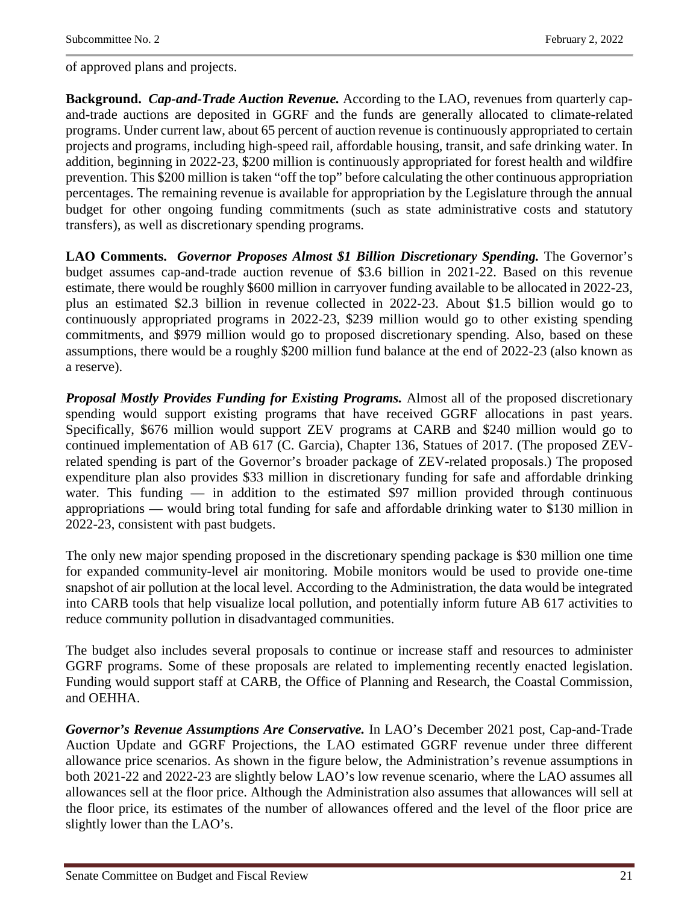of approved plans and projects.

**Background.** ***Cap-and-Trade Auction Revenue.*** According to the LAO, revenues from quarterly cap-and-trade auctions are deposited in GGRF and the funds are generally allocated to climate-related programs. Under current law, about 65 percent of auction revenue is continuously appropriated to certain projects and programs, including high-speed rail, affordable housing, transit, and safe drinking water. In addition, beginning in 2022-23, $200 million is continuously appropriated for forest health and wildfire prevention. This $200 million is taken "off the top" before calculating the other continuous appropriation percentages. The remaining revenue is available for appropriation by the Legislature through the annual budget for other ongoing funding commitments (such as state administrative costs and statutory transfers), as well as discretionary spending programs.

**LAO Comments.** ***Governor Proposes Almost $1 Billion Discretionary Spending.*** The Governor's budget assumes cap-and-trade auction revenue of $3.6 billion in 2021-22. Based on this revenue estimate, there would be roughly $600 million in carryover funding available to be allocated in 2022-23, plus an estimated $2.3 billion in revenue collected in 2022-23. About $1.5 billion would go to continuously appropriated programs in 2022-23, $239 million would go to other existing spending commitments, and $979 million would go to proposed discretionary spending. Also, based on these assumptions, there would be a roughly $200 million fund balance at the end of 2022-23 (also known as a reserve).

***Proposal Mostly Provides Funding for Existing Programs.*** Almost all of the proposed discretionary spending would support existing programs that have received GGRF allocations in past years. Specifically, $676 million would support ZEV programs at CARB and $240 million would go to continued implementation of AB 617 (C. Garcia), Chapter 136, Statues of 2017. (The proposed ZEV-related spending is part of the Governor's broader package of ZEV-related proposals.) The proposed expenditure plan also provides $33 million in discretionary funding for safe and affordable drinking water. This funding — in addition to the estimated $97 million provided through continuous appropriations — would bring total funding for safe and affordable drinking water to $130 million in 2022-23, consistent with past budgets.

The only new major spending proposed in the discretionary spending package is $30 million one time for expanded community-level air monitoring. Mobile monitors would be used to provide one-time snapshot of air pollution at the local level. According to the Administration, the data would be integrated into CARB tools that help visualize local pollution, and potentially inform future AB 617 activities to reduce community pollution in disadvantaged communities.

The budget also includes several proposals to continue or increase staff and resources to administer GGRF programs. Some of these proposals are related to implementing recently enacted legislation. Funding would support staff at CARB, the Office of Planning and Research, the Coastal Commission, and OEHHA.

***Governor's Revenue Assumptions Are Conservative.*** In LAO's December 2021 post, Cap-and-Trade Auction Update and GGRF Projections, the LAO estimated GGRF revenue under three different allowance price scenarios. As shown in the figure below, the Administration's revenue assumptions in both 2021-22 and 2022-23 are slightly below LAO's low revenue scenario, where the LAO assumes all allowances sell at the floor price. Although the Administration also assumes that allowances will sell at the floor price, its estimates of the number of allowances offered and the level of the floor price are slightly lower than the LAO's.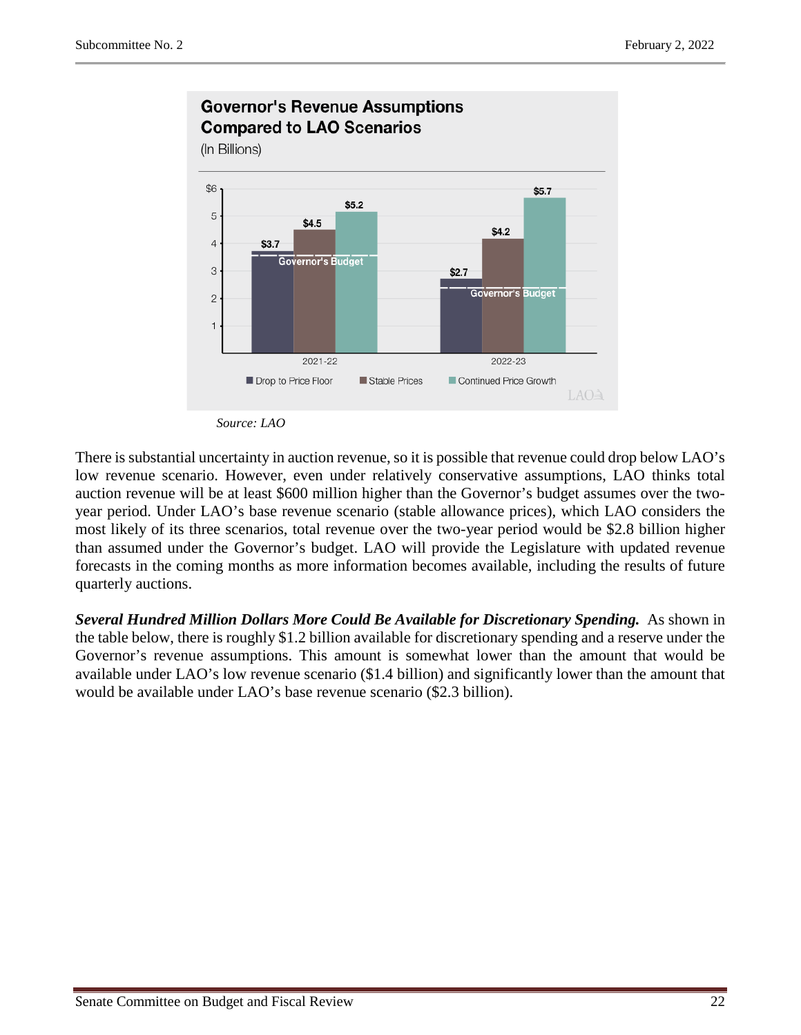**Governor's Revenue Assumptions Compared to LAO Scenarios**

(In Billions)

| | Drop to Price Floor | Stable Prices | Continued Price Growth |
|---|---|---|---|
| 2021-22 | $3.7 | $4.5 | $5.2 |
| 2022-23 | $2.7 | $4.2 | $5.7 |

*Source: LAO*

There is substantial uncertainty in auction revenue, so it is possible that revenue could drop below LAO's low revenue scenario. However, even under relatively conservative assumptions, LAO thinks total auction revenue will be at least $600 million higher than the Governor's budget assumes over the two-year period. Under LAO's base revenue scenario (stable allowance prices), which LAO considers the most likely of its three scenarios, total revenue over the two-year period would be $2.8 billion higher than assumed under the Governor's budget. LAO will provide the Legislature with updated revenue forecasts in the coming months as more information becomes available, including the results of future quarterly auctions.

***Several Hundred Million Dollars More Could Be Available for Discretionary Spending.*** As shown in the table below, there is roughly $1.2 billion available for discretionary spending and a reserve under the Governor's revenue assumptions. This amount is somewhat lower than the amount that would be available under LAO's low revenue scenario ($1.4 billion) and significantly lower than the amount that would be available under LAO's base revenue scenario ($2.3 billion).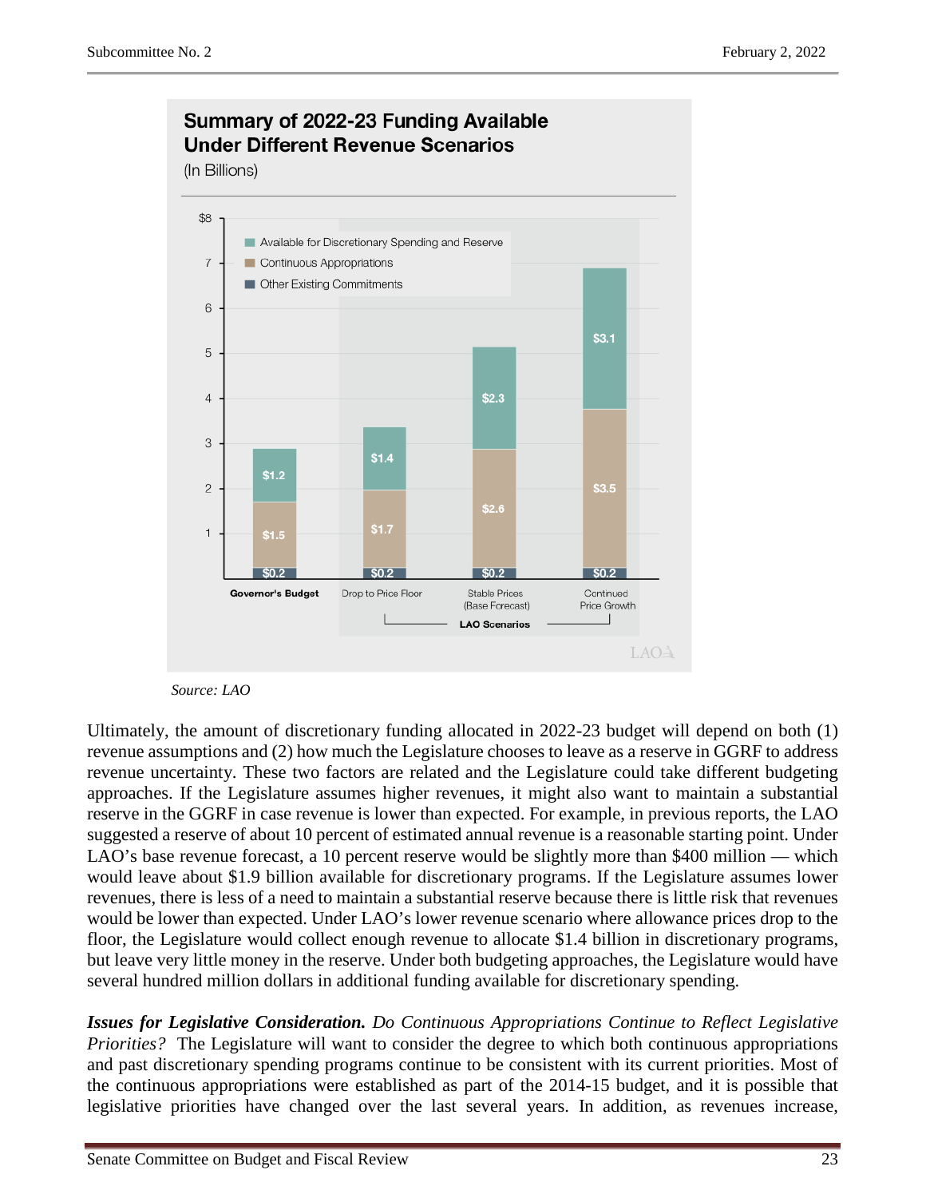**Summary of 2022-23 Funding Available Under Different Revenue Scenarios**

(In Billions)

| | Governor's Budget | Drop to Price Floor (LAO Scenarios) | Stable Prices (Base Forecast) (LAO Scenarios) | Continued Price Growth (LAO Scenarios) |
|---|---|---|---|---|
| Available for Discretionary Spending and Reserve | $1.2 | $1.4 | $2.3 | $3.1 |
| Continuous Appropriations | $1.5 | $1.7 | $2.6 | $3.5 |
| Other Existing Commitments | $0.2 | $0.2 | $0.2 | $0.2 |

*Source: LAO*

Ultimately, the amount of discretionary funding allocated in 2022-23 budget will depend on both (1) revenue assumptions and (2) how much the Legislature chooses to leave as a reserve in GGRF to address revenue uncertainty. These two factors are related and the Legislature could take different budgeting approaches. If the Legislature assumes higher revenues, it might also want to maintain a substantial reserve in the GGRF in case revenue is lower than expected. For example, in previous reports, the LAO suggested a reserve of about 10 percent of estimated annual revenue is a reasonable starting point. Under LAO's base revenue forecast, a 10 percent reserve would be slightly more than $400 million — which would leave about $1.9 billion available for discretionary programs. If the Legislature assumes lower revenues, there is less of a need to maintain a substantial reserve because there is little risk that revenues would be lower than expected. Under LAO's lower revenue scenario where allowance prices drop to the floor, the Legislature would collect enough revenue to allocate $1.4 billion in discretionary programs, but leave very little money in the reserve. Under both budgeting approaches, the Legislature would have several hundred million dollars in additional funding available for discretionary spending.

***Issues for Legislative Consideration.*** *Do Continuous Appropriations Continue to Reflect Legislative Priorities?* The Legislature will want to consider the degree to which both continuous appropriations and past discretionary spending programs continue to be consistent with its current priorities. Most of the continuous appropriations were established as part of the 2014-15 budget, and it is possible that legislative priorities have changed over the last several years. In addition, as revenues increase,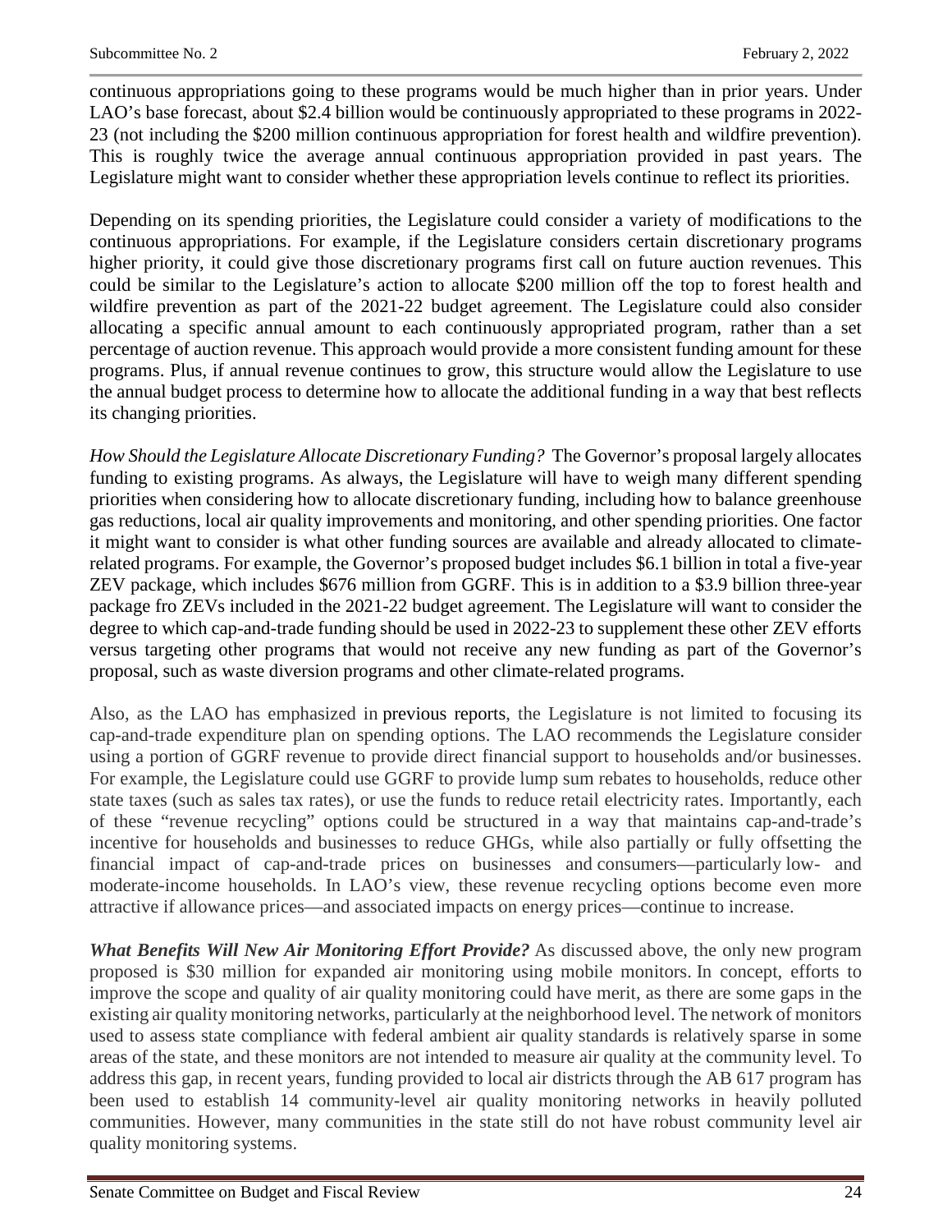continuous appropriations going to these programs would be much higher than in prior years. Under LAO's base forecast, about $2.4 billion would be continuously appropriated to these programs in 2022-23 (not including the $200 million continuous appropriation for forest health and wildfire prevention). This is roughly twice the average annual continuous appropriation provided in past years. The Legislature might want to consider whether these appropriation levels continue to reflect its priorities.

Depending on its spending priorities, the Legislature could consider a variety of modifications to the continuous appropriations. For example, if the Legislature considers certain discretionary programs higher priority, it could give those discretionary programs first call on future auction revenues. This could be similar to the Legislature's action to allocate $200 million off the top to forest health and wildfire prevention as part of the 2021-22 budget agreement. The Legislature could also consider allocating a specific annual amount to each continuously appropriated program, rather than a set percentage of auction revenue. This approach would provide a more consistent funding amount for these programs. Plus, if annual revenue continues to grow, this structure would allow the Legislature to use the annual budget process to determine how to allocate the additional funding in a way that best reflects its changing priorities.

*How Should the Legislature Allocate Discretionary Funding?* The Governor's proposal largely allocates funding to existing programs. As always, the Legislature will have to weigh many different spending priorities when considering how to allocate discretionary funding, including how to balance greenhouse gas reductions, local air quality improvements and monitoring, and other spending priorities. One factor it might want to consider is what other funding sources are available and already allocated to climate-related programs. For example, the Governor's proposed budget includes $6.1 billion in total a five-year ZEV package, which includes $676 million from GGRF. This is in addition to a $3.9 billion three-year package fro ZEVs included in the 2021-22 budget agreement. The Legislature will want to consider the degree to which cap-and-trade funding should be used in 2022-23 to supplement these other ZEV efforts versus targeting other programs that would not receive any new funding as part of the Governor's proposal, such as waste diversion programs and other climate-related programs.

Also, as the LAO has emphasized in previous reports, the Legislature is not limited to focusing its cap-and-trade expenditure plan on spending options. The LAO recommends the Legislature consider using a portion of GGRF revenue to provide direct financial support to households and/or businesses. For example, the Legislature could use GGRF to provide lump sum rebates to households, reduce other state taxes (such as sales tax rates), or use the funds to reduce retail electricity rates. Importantly, each of these "revenue recycling" options could be structured in a way that maintains cap-and-trade's incentive for households and businesses to reduce GHGs, while also partially or fully offsetting the financial impact of cap-and-trade prices on businesses and consumers—particularly low- and moderate-income households. In LAO's view, these revenue recycling options become even more attractive if allowance prices—and associated impacts on energy prices—continue to increase.

***What Benefits Will New Air Monitoring Effort Provide?*** As discussed above, the only new program proposed is $30 million for expanded air monitoring using mobile monitors. In concept, efforts to improve the scope and quality of air quality monitoring could have merit, as there are some gaps in the existing air quality monitoring networks, particularly at the neighborhood level. The network of monitors used to assess state compliance with federal ambient air quality standards is relatively sparse in some areas of the state, and these monitors are not intended to measure air quality at the community level. To address this gap, in recent years, funding provided to local air districts through the AB 617 program has been used to establish 14 community-level air quality monitoring networks in heavily polluted communities. However, many communities in the state still do not have robust community level air quality monitoring systems.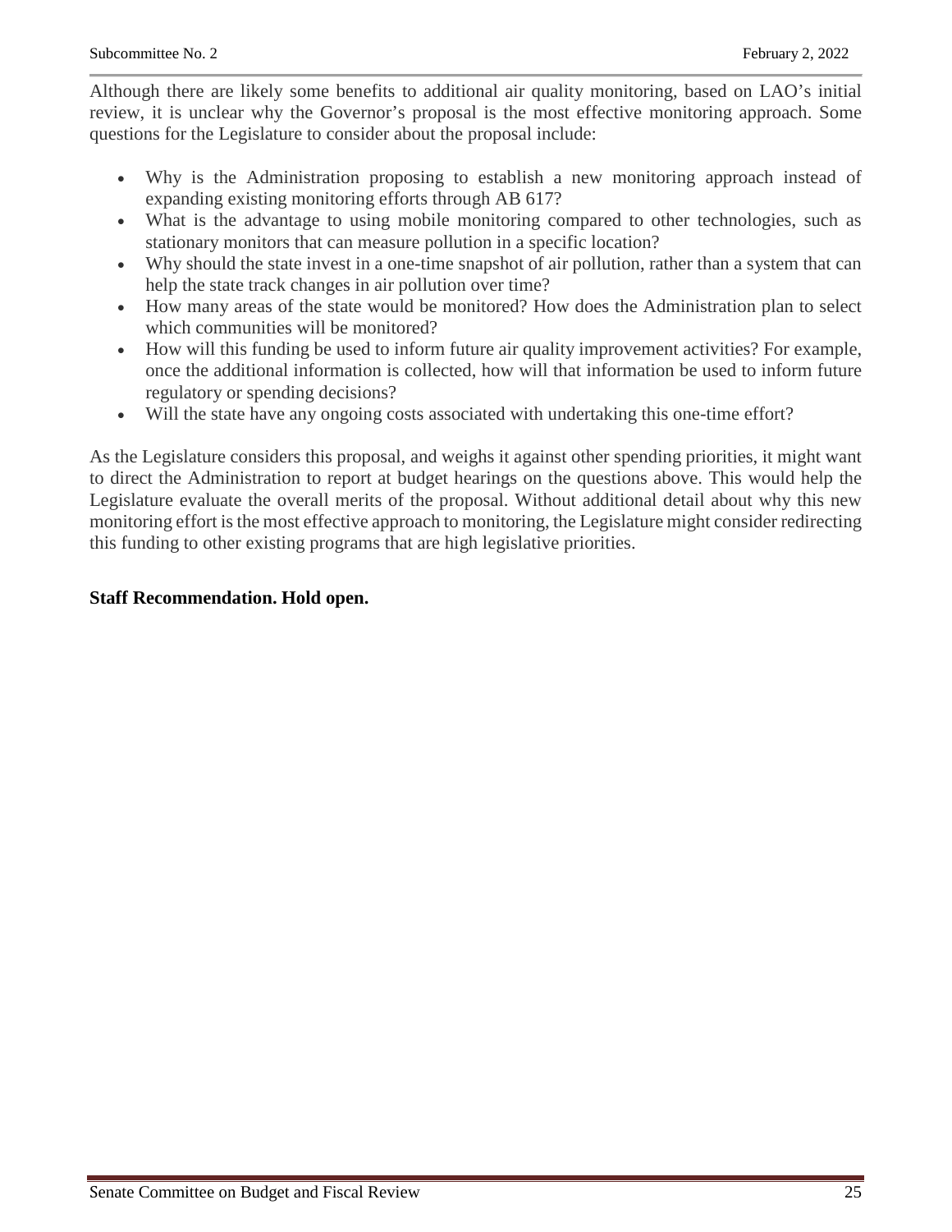Although there are likely some benefits to additional air quality monitoring, based on LAO's initial review, it is unclear why the Governor's proposal is the most effective monitoring approach. Some questions for the Legislature to consider about the proposal include:

- Why is the Administration proposing to establish a new monitoring approach instead of expanding existing monitoring efforts through AB 617?
- What is the advantage to using mobile monitoring compared to other technologies, such as stationary monitors that can measure pollution in a specific location?
- Why should the state invest in a one-time snapshot of air pollution, rather than a system that can help the state track changes in air pollution over time?
- How many areas of the state would be monitored? How does the Administration plan to select which communities will be monitored?
- How will this funding be used to inform future air quality improvement activities? For example, once the additional information is collected, how will that information be used to inform future regulatory or spending decisions?
- Will the state have any ongoing costs associated with undertaking this one-time effort?

As the Legislature considers this proposal, and weighs it against other spending priorities, it might want to direct the Administration to report at budget hearings on the questions above. This would help the Legislature evaluate the overall merits of the proposal. Without additional detail about why this new monitoring effort is the most effective approach to monitoring, the Legislature might consider redirecting this funding to other existing programs that are high legislative priorities.

**Staff Recommendation. Hold open.**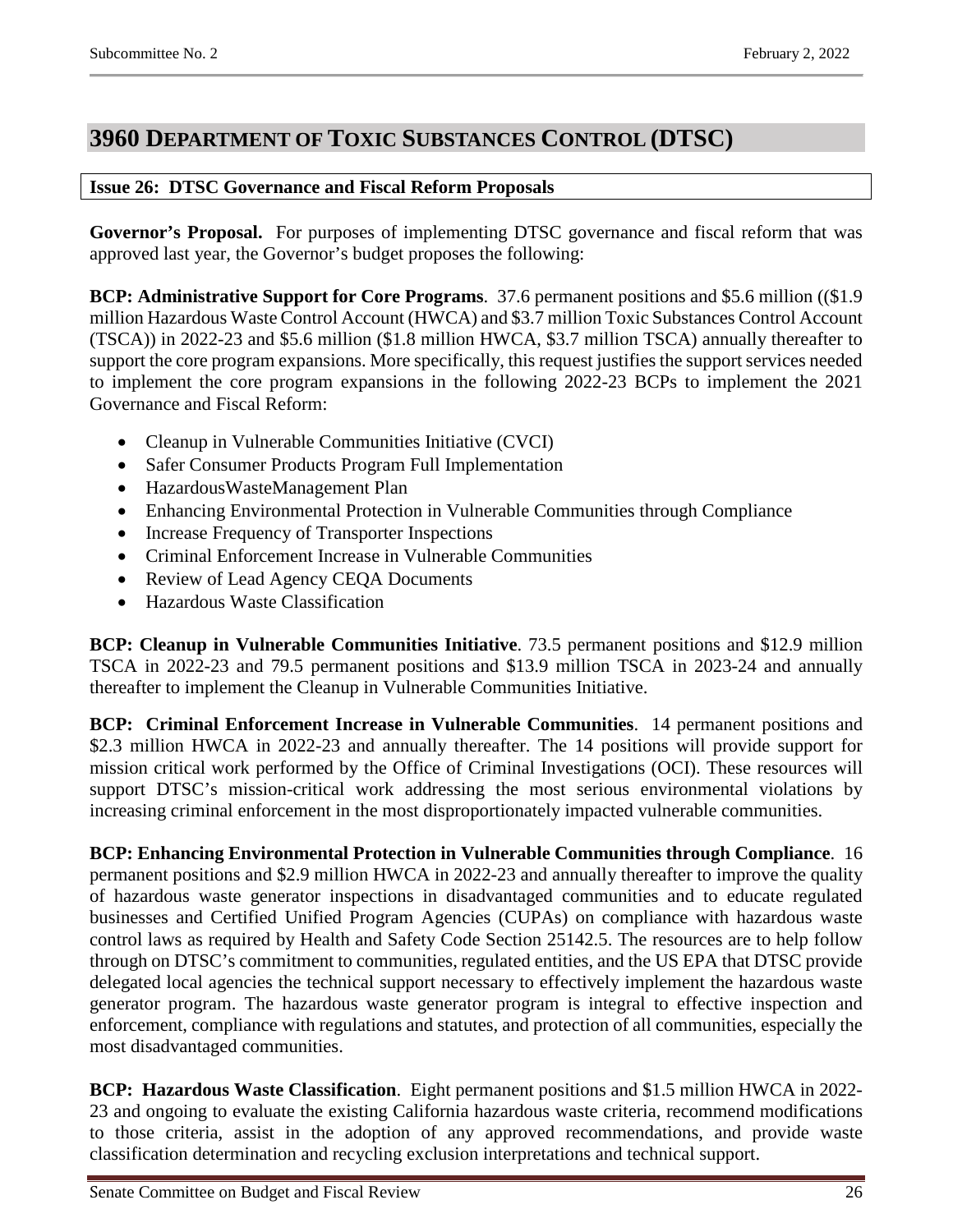## 3960 Department of Toxic Substances Control (DTSC)

### Issue 26: DTSC Governance and Fiscal Reform Proposals

**Governor's Proposal.** For purposes of implementing DTSC governance and fiscal reform that was approved last year, the Governor's budget proposes the following:

**BCP: Administrative Support for Core Programs**. 37.6 permanent positions and $5.6 million (($1.9 million Hazardous Waste Control Account (HWCA) and $3.7 million Toxic Substances Control Account (TSCA)) in 2022-23 and $5.6 million ($1.8 million HWCA, $3.7 million TSCA) annually thereafter to support the core program expansions. More specifically, this request justifies the support services needed to implement the core program expansions in the following 2022-23 BCPs to implement the 2021 Governance and Fiscal Reform:

- Cleanup in Vulnerable Communities Initiative (CVCI)
- Safer Consumer Products Program Full Implementation
- HazardousWasteManagement Plan
- Enhancing Environmental Protection in Vulnerable Communities through Compliance
- Increase Frequency of Transporter Inspections
- Criminal Enforcement Increase in Vulnerable Communities
- Review of Lead Agency CEQA Documents
- Hazardous Waste Classification

**BCP: Cleanup in Vulnerable Communities Initiative**. 73.5 permanent positions and $12.9 million TSCA in 2022-23 and 79.5 permanent positions and $13.9 million TSCA in 2023-24 and annually thereafter to implement the Cleanup in Vulnerable Communities Initiative.

**BCP: Criminal Enforcement Increase in Vulnerable Communities**. 14 permanent positions and $2.3 million HWCA in 2022-23 and annually thereafter. The 14 positions will provide support for mission critical work performed by the Office of Criminal Investigations (OCI). These resources will support DTSC's mission-critical work addressing the most serious environmental violations by increasing criminal enforcement in the most disproportionately impacted vulnerable communities.

**BCP: Enhancing Environmental Protection in Vulnerable Communities through Compliance**. 16 permanent positions and $2.9 million HWCA in 2022-23 and annually thereafter to improve the quality of hazardous waste generator inspections in disadvantaged communities and to educate regulated businesses and Certified Unified Program Agencies (CUPAs) on compliance with hazardous waste control laws as required by Health and Safety Code Section 25142.5. The resources are to help follow through on DTSC's commitment to communities, regulated entities, and the US EPA that DTSC provide delegated local agencies the technical support necessary to effectively implement the hazardous waste generator program. The hazardous waste generator program is integral to effective inspection and enforcement, compliance with regulations and statutes, and protection of all communities, especially the most disadvantaged communities.

**BCP: Hazardous Waste Classification**. Eight permanent positions and $1.5 million HWCA in 2022-23 and ongoing to evaluate the existing California hazardous waste criteria, recommend modifications to those criteria, assist in the adoption of any approved recommendations, and provide waste classification determination and recycling exclusion interpretations and technical support.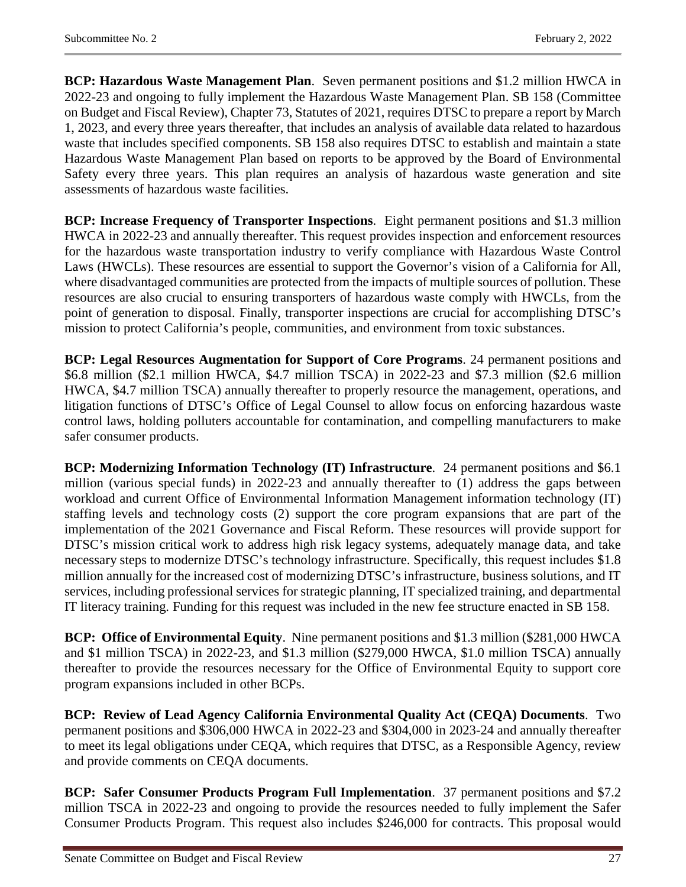**BCP: Hazardous Waste Management Plan**. Seven permanent positions and $1.2 million HWCA in 2022-23 and ongoing to fully implement the Hazardous Waste Management Plan. SB 158 (Committee on Budget and Fiscal Review), Chapter 73, Statutes of 2021, requires DTSC to prepare a report by March 1, 2023, and every three years thereafter, that includes an analysis of available data related to hazardous waste that includes specified components. SB 158 also requires DTSC to establish and maintain a state Hazardous Waste Management Plan based on reports to be approved by the Board of Environmental Safety every three years. This plan requires an analysis of hazardous waste generation and site assessments of hazardous waste facilities.

**BCP: Increase Frequency of Transporter Inspections**. Eight permanent positions and $1.3 million HWCA in 2022-23 and annually thereafter. This request provides inspection and enforcement resources for the hazardous waste transportation industry to verify compliance with Hazardous Waste Control Laws (HWCLs). These resources are essential to support the Governor's vision of a California for All, where disadvantaged communities are protected from the impacts of multiple sources of pollution. These resources are also crucial to ensuring transporters of hazardous waste comply with HWCLs, from the point of generation to disposal. Finally, transporter inspections are crucial for accomplishing DTSC's mission to protect California's people, communities, and environment from toxic substances.

**BCP: Legal Resources Augmentation for Support of Core Programs**. 24 permanent positions and $6.8 million ($2.1 million HWCA, $4.7 million TSCA) in 2022-23 and $7.3 million ($2.6 million HWCA, $4.7 million TSCA) annually thereafter to properly resource the management, operations, and litigation functions of DTSC's Office of Legal Counsel to allow focus on enforcing hazardous waste control laws, holding polluters accountable for contamination, and compelling manufacturers to make safer consumer products.

**BCP: Modernizing Information Technology (IT) Infrastructure**. 24 permanent positions and $6.1 million (various special funds) in 2022-23 and annually thereafter to (1) address the gaps between workload and current Office of Environmental Information Management information technology (IT) staffing levels and technology costs (2) support the core program expansions that are part of the implementation of the 2021 Governance and Fiscal Reform. These resources will provide support for DTSC's mission critical work to address high risk legacy systems, adequately manage data, and take necessary steps to modernize DTSC's technology infrastructure. Specifically, this request includes $1.8 million annually for the increased cost of modernizing DTSC's infrastructure, business solutions, and IT services, including professional services for strategic planning, IT specialized training, and departmental IT literacy training. Funding for this request was included in the new fee structure enacted in SB 158.

**BCP: Office of Environmental Equity**. Nine permanent positions and $1.3 million ($281,000 HWCA and $1 million TSCA) in 2022-23, and $1.3 million ($279,000 HWCA, $1.0 million TSCA) annually thereafter to provide the resources necessary for the Office of Environmental Equity to support core program expansions included in other BCPs.

**BCP: Review of Lead Agency California Environmental Quality Act (CEQA) Documents**. Two permanent positions and $306,000 HWCA in 2022-23 and $304,000 in 2023-24 and annually thereafter to meet its legal obligations under CEQA, which requires that DTSC, as a Responsible Agency, review and provide comments on CEQA documents.

**BCP: Safer Consumer Products Program Full Implementation**. 37 permanent positions and $7.2 million TSCA in 2022-23 and ongoing to provide the resources needed to fully implement the Safer Consumer Products Program. This request also includes $246,000 for contracts. This proposal would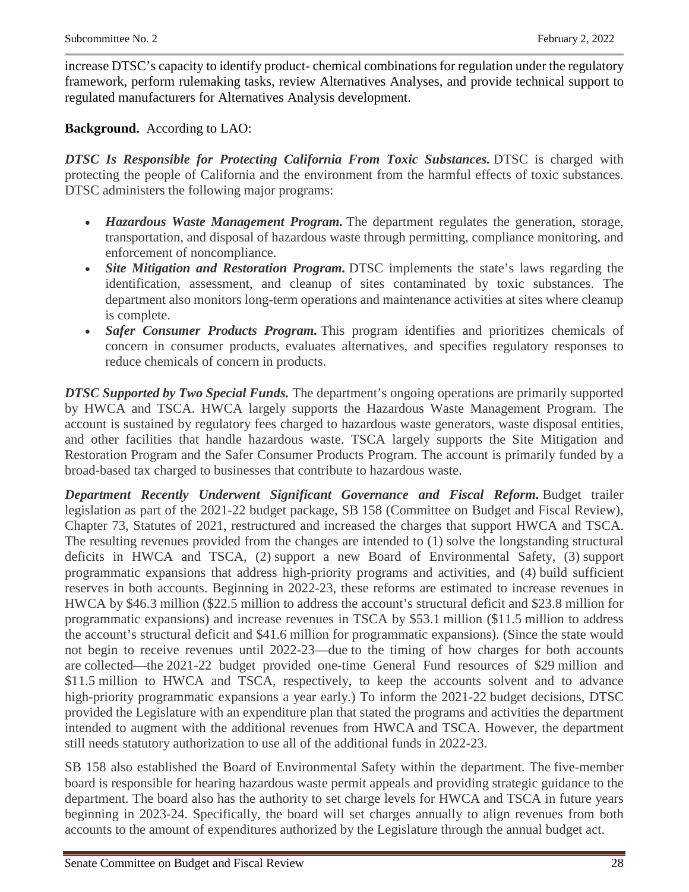increase DTSC's capacity to identify product- chemical combinations for regulation under the regulatory framework, perform rulemaking tasks, review Alternatives Analyses, and provide technical support to regulated manufacturers for Alternatives Analysis development.

**Background.** According to LAO:

***DTSC Is Responsible for Protecting California From Toxic Substances.*** DTSC is charged with protecting the people of California and the environment from the harmful effects of toxic substances. DTSC administers the following major programs:

- ***Hazardous Waste Management Program.*** The department regulates the generation, storage, transportation, and disposal of hazardous waste through permitting, compliance monitoring, and enforcement of noncompliance.
- ***Site Mitigation and Restoration Program.*** DTSC implements the state's laws regarding the identification, assessment, and cleanup of sites contaminated by toxic substances. The department also monitors long-term operations and maintenance activities at sites where cleanup is complete.
- ***Safer Consumer Products Program.*** This program identifies and prioritizes chemicals of concern in consumer products, evaluates alternatives, and specifies regulatory responses to reduce chemicals of concern in products.

***DTSC Supported by Two Special Funds.*** The department's ongoing operations are primarily supported by HWCA and TSCA. HWCA largely supports the Hazardous Waste Management Program. The account is sustained by regulatory fees charged to hazardous waste generators, waste disposal entities, and other facilities that handle hazardous waste. TSCA largely supports the Site Mitigation and Restoration Program and the Safer Consumer Products Program. The account is primarily funded by a broad-based tax charged to businesses that contribute to hazardous waste.

***Department Recently Underwent Significant Governance and Fiscal Reform.*** Budget trailer legislation as part of the 2021-22 budget package, SB 158 (Committee on Budget and Fiscal Review), Chapter 73, Statutes of 2021, restructured and increased the charges that support HWCA and TSCA. The resulting revenues provided from the changes are intended to (1) solve the longstanding structural deficits in HWCA and TSCA, (2) support a new Board of Environmental Safety, (3) support programmatic expansions that address high-priority programs and activities, and (4) build sufficient reserves in both accounts. Beginning in 2022-23, these reforms are estimated to increase revenues in HWCA by $46.3 million ($22.5 million to address the account's structural deficit and $23.8 million for programmatic expansions) and increase revenues in TSCA by $53.1 million ($11.5 million to address the account's structural deficit and $41.6 million for programmatic expansions). (Since the state would not begin to receive revenues until 2022-23—due to the timing of how charges for both accounts are collected—the 2021-22 budget provided one-time General Fund resources of $29 million and $11.5 million to HWCA and TSCA, respectively, to keep the accounts solvent and to advance high-priority programmatic expansions a year early.) To inform the 2021-22 budget decisions, DTSC provided the Legislature with an expenditure plan that stated the programs and activities the department intended to augment with the additional revenues from HWCA and TSCA. However, the department still needs statutory authorization to use all of the additional funds in 2022-23.

SB 158 also established the Board of Environmental Safety within the department. The five-member board is responsible for hearing hazardous waste permit appeals and providing strategic guidance to the department. The board also has the authority to set charge levels for HWCA and TSCA in future years beginning in 2023-24. Specifically, the board will set charges annually to align revenues from both accounts to the amount of expenditures authorized by the Legislature through the annual budget act.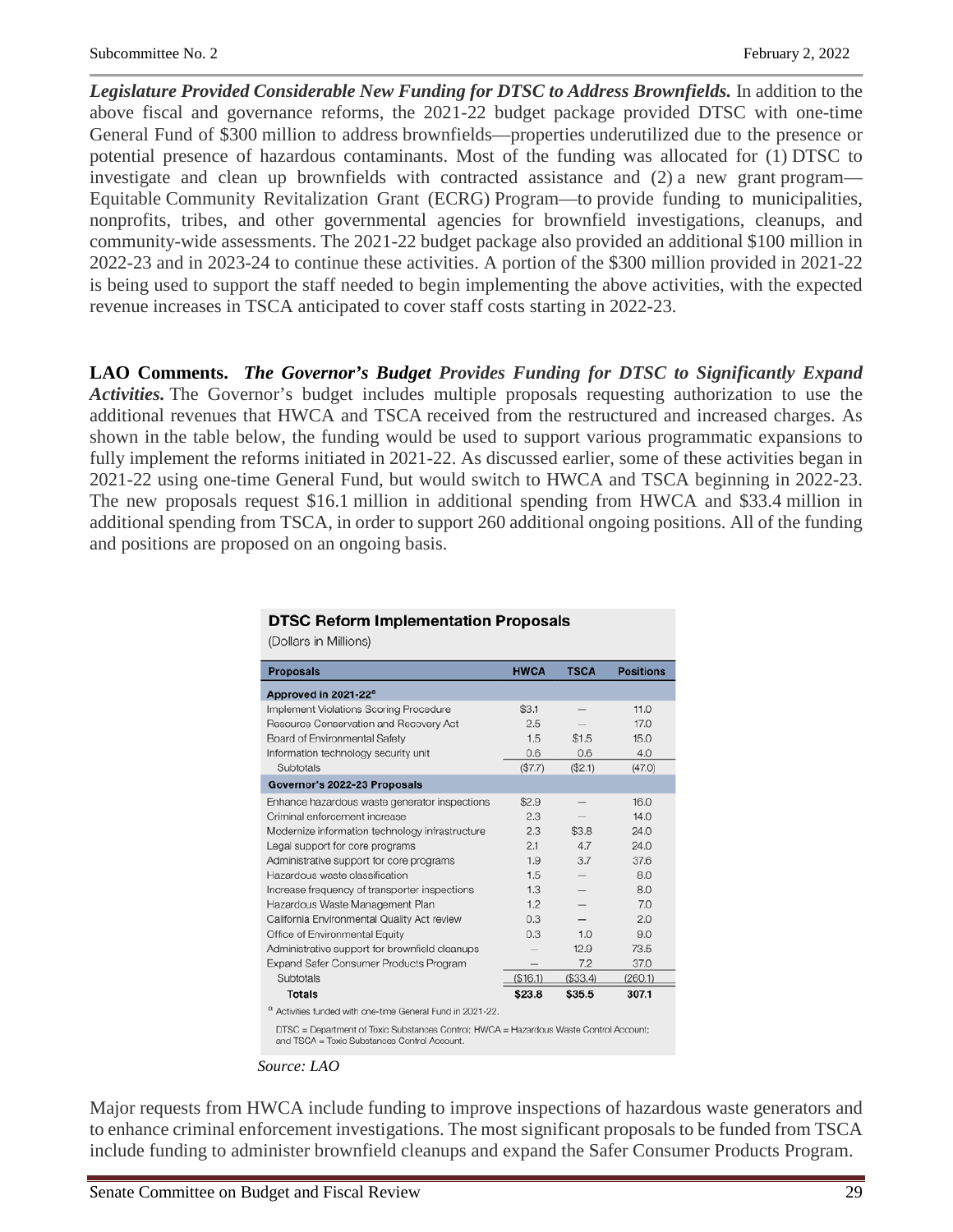***Legislature Provided Considerable New Funding for DTSC to Address Brownfields.*** In addition to the above fiscal and governance reforms, the 2021-22 budget package provided DTSC with one-time General Fund of $300 million to address brownfields—properties underutilized due to the presence or potential presence of hazardous contaminants. Most of the funding was allocated for (1) DTSC to investigate and clean up brownfields with contracted assistance and (2) a new grant program—Equitable Community Revitalization Grant (ECRG) Program—to provide funding to municipalities, nonprofits, tribes, and other governmental agencies for brownfield investigations, cleanups, and community-wide assessments. The 2021-22 budget package also provided an additional $100 million in 2022-23 and in 2023-24 to continue these activities. A portion of the $300 million provided in 2021-22 is being used to support the staff needed to begin implementing the above activities, with the expected revenue increases in TSCA anticipated to cover staff costs starting in 2022-23.

**LAO Comments.** ***The Governor's Budget Provides Funding for DTSC to Significantly Expand Activities.*** The Governor's budget includes multiple proposals requesting authorization to use the additional revenues that HWCA and TSCA received from the restructured and increased charges. As shown in the table below, the funding would be used to support various programmatic expansions to fully implement the reforms initiated in 2021-22. As discussed earlier, some of these activities began in 2021-22 using one-time General Fund, but would switch to HWCA and TSCA beginning in 2022-23. The new proposals request $16.1 million in additional spending from HWCA and $33.4 million in additional spending from TSCA, in order to support 260 additional ongoing positions. All of the funding and positions are proposed on an ongoing basis.

**DTSC Reform Implementation Proposals**

(Dollars in Millions)

| Proposals | HWCA | TSCA | Positions |
|---|---|---|---|
| **Approved in 2021-22[a]** | | | |
| Implement Violations Scoring Procedure | $3.1 | — | 11.0 |
| Resource Conservation and Recovery Act | 2.5 | — | 17.0 |
| Board of Environmental Safety | 1.5 | $1.5 | 15.0 |
| Information technology security unit | 0.6 | 0.6 | 4.0 |
| Subtotals | ($7.7) | ($2.1) | (47.0) |
| **Governor's 2022-23 Proposals** | | | |
| Enhance hazardous waste generator inspections | $2.9 | — | 16.0 |
| Criminal enforcement increase | 2.3 | — | 14.0 |
| Modernize information technology infrastructure | 2.3 | $3.8 | 24.0 |
| Legal support for core programs | 2.1 | 4.7 | 24.0 |
| Administrative support for core programs | 1.9 | 3.7 | 37.6 |
| Hazardous waste classification | 1.5 | — | 8.0 |
| Increase frequency of transporter inspections | 1.3 | — | 8.0 |
| Hazardous Waste Management Plan | 1.2 | — | 7.0 |
| California Environmental Quality Act review | 0.3 | — | 2.0 |
| Office of Environmental Equity | 0.3 | 1.0 | 9.0 |
| Administrative support for brownfield cleanups | — | 12.9 | 73.5 |
| Expand Safer Consumer Products Program | — | 7.2 | 37.0 |
| Subtotals | ($16.1) | ($33.4) | (260.1) |
| **Totals** | **$23.8** | **$35.5** | **307.1** |

[a] Activities funded with one-time General Fund in 2021-22.

DTSC = Department of Toxic Substances Control; HWCA = Hazardous Waste Control Account; and TSCA = Toxic Substances Control Account.

*Source: LAO*

Major requests from HWCA include funding to improve inspections of hazardous waste generators and to enhance criminal enforcement investigations. The most significant proposals to be funded from TSCA include funding to administer brownfield cleanups and expand the Safer Consumer Products Program.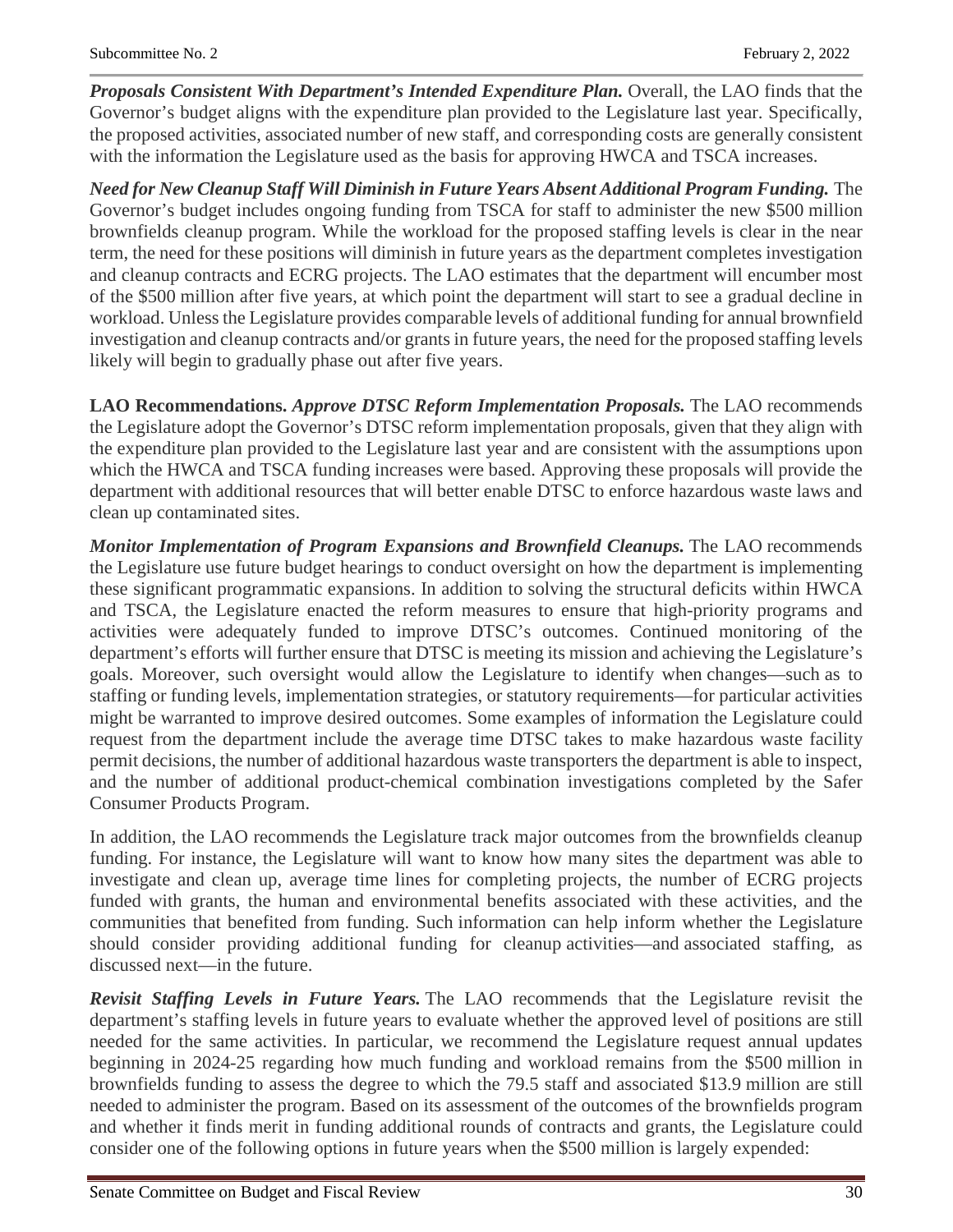***Proposals Consistent With Department's Intended Expenditure Plan.*** Overall, the LAO finds that the Governor's budget aligns with the expenditure plan provided to the Legislature last year. Specifically, the proposed activities, associated number of new staff, and corresponding costs are generally consistent with the information the Legislature used as the basis for approving HWCA and TSCA increases.

***Need for New Cleanup Staff Will Diminish in Future Years Absent Additional Program Funding.*** The Governor's budget includes ongoing funding from TSCA for staff to administer the new $500 million brownfields cleanup program. While the workload for the proposed staffing levels is clear in the near term, the need for these positions will diminish in future years as the department completes investigation and cleanup contracts and ECRG projects. The LAO estimates that the department will encumber most of the $500 million after five years, at which point the department will start to see a gradual decline in workload. Unless the Legislature provides comparable levels of additional funding for annual brownfield investigation and cleanup contracts and/or grants in future years, the need for the proposed staffing levels likely will begin to gradually phase out after five years.

**LAO Recommendations.** ***Approve DTSC Reform Implementation Proposals.*** The LAO recommends the Legislature adopt the Governor's DTSC reform implementation proposals, given that they align with the expenditure plan provided to the Legislature last year and are consistent with the assumptions upon which the HWCA and TSCA funding increases were based. Approving these proposals will provide the department with additional resources that will better enable DTSC to enforce hazardous waste laws and clean up contaminated sites.

***Monitor Implementation of Program Expansions and Brownfield Cleanups.*** The LAO recommends the Legislature use future budget hearings to conduct oversight on how the department is implementing these significant programmatic expansions. In addition to solving the structural deficits within HWCA and TSCA, the Legislature enacted the reform measures to ensure that high-priority programs and activities were adequately funded to improve DTSC's outcomes. Continued monitoring of the department's efforts will further ensure that DTSC is meeting its mission and achieving the Legislature's goals. Moreover, such oversight would allow the Legislature to identify when changes—such as to staffing or funding levels, implementation strategies, or statutory requirements—for particular activities might be warranted to improve desired outcomes. Some examples of information the Legislature could request from the department include the average time DTSC takes to make hazardous waste facility permit decisions, the number of additional hazardous waste transporters the department is able to inspect, and the number of additional product-chemical combination investigations completed by the Safer Consumer Products Program.

In addition, the LAO recommends the Legislature track major outcomes from the brownfields cleanup funding. For instance, the Legislature will want to know how many sites the department was able to investigate and clean up, average time lines for completing projects, the number of ECRG projects funded with grants, the human and environmental benefits associated with these activities, and the communities that benefited from funding. Such information can help inform whether the Legislature should consider providing additional funding for cleanup activities—and associated staffing, as discussed next—in the future.

***Revisit Staffing Levels in Future Years.*** The LAO recommends that the Legislature revisit the department's staffing levels in future years to evaluate whether the approved level of positions are still needed for the same activities. In particular, we recommend the Legislature request annual updates beginning in 2024-25 regarding how much funding and workload remains from the $500 million in brownfields funding to assess the degree to which the 79.5 staff and associated $13.9 million are still needed to administer the program. Based on its assessment of the outcomes of the brownfields program and whether it finds merit in funding additional rounds of contracts and grants, the Legislature could consider one of the following options in future years when the $500 million is largely expended: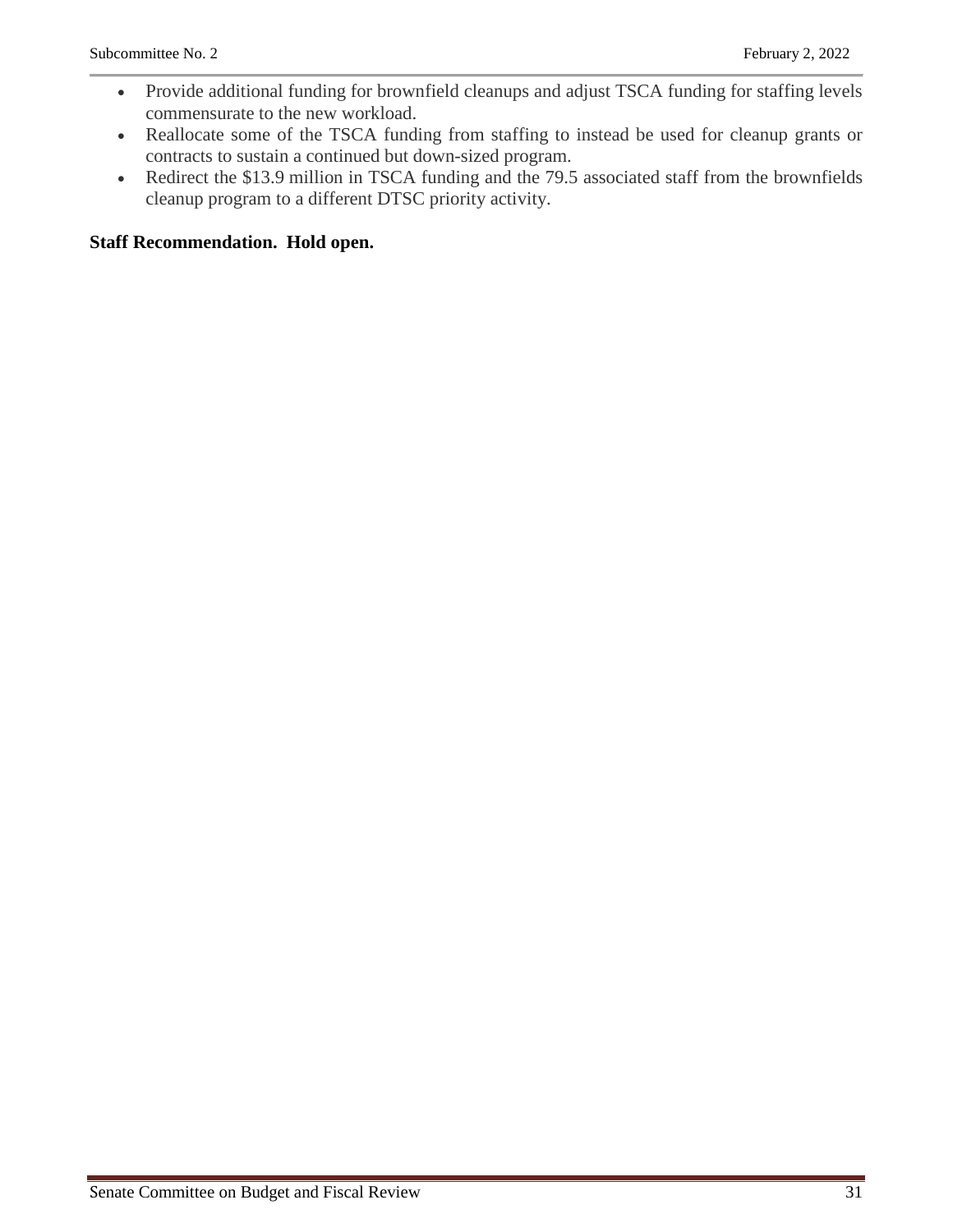- Provide additional funding for brownfield cleanups and adjust TSCA funding for staffing levels commensurate to the new workload.
- Reallocate some of the TSCA funding from staffing to instead be used for cleanup grants or contracts to sustain a continued but down-sized program.
- Redirect the $13.9 million in TSCA funding and the 79.5 associated staff from the brownfields cleanup program to a different DTSC priority activity.

**Staff Recommendation. Hold open.**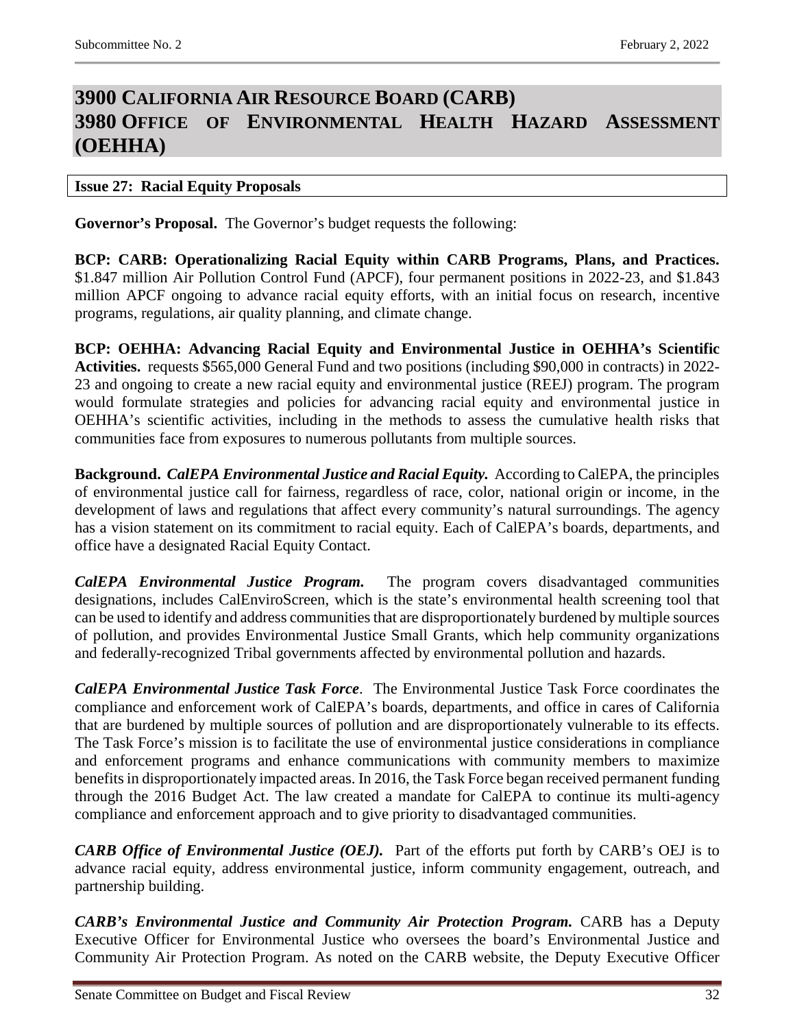# 3900 CALIFORNIA AIR RESOURCE BOARD (CARB)
# 3980 OFFICE OF ENVIRONMENTAL HEALTH HAZARD ASSESSMENT (OEHHA)

**Issue 27: Racial Equity Proposals**

**Governor's Proposal.** The Governor's budget requests the following:

**BCP: CARB: Operationalizing Racial Equity within CARB Programs, Plans, and Practices.** $1.847 million Air Pollution Control Fund (APCF), four permanent positions in 2022-23, and $1.843 million APCF ongoing to advance racial equity efforts, with an initial focus on research, incentive programs, regulations, air quality planning, and climate change.

**BCP: OEHHA: Advancing Racial Equity and Environmental Justice in OEHHA's Scientific Activities.** requests $565,000 General Fund and two positions (including $90,000 in contracts) in 2022-23 and ongoing to create a new racial equity and environmental justice (REEJ) program. The program would formulate strategies and policies for advancing racial equity and environmental justice in OEHHA's scientific activities, including in the methods to assess the cumulative health risks that communities face from exposures to numerous pollutants from multiple sources.

**Background.** ***CalEPA Environmental Justice and Racial Equity.*** According to CalEPA, the principles of environmental justice call for fairness, regardless of race, color, national origin or income, in the development of laws and regulations that affect every community's natural surroundings. The agency has a vision statement on its commitment to racial equity. Each of CalEPA's boards, departments, and office have a designated Racial Equity Contact.

***CalEPA Environmental Justice Program.*** The program covers disadvantaged communities designations, includes CalEnviroScreen, which is the state's environmental health screening tool that can be used to identify and address communities that are disproportionately burdened by multiple sources of pollution, and provides Environmental Justice Small Grants, which help community organizations and federally-recognized Tribal governments affected by environmental pollution and hazards.

***CalEPA Environmental Justice Task Force***. The Environmental Justice Task Force coordinates the compliance and enforcement work of CalEPA's boards, departments, and office in cares of California that are burdened by multiple sources of pollution and are disproportionately vulnerable to its effects. The Task Force's mission is to facilitate the use of environmental justice considerations in compliance and enforcement programs and enhance communications with community members to maximize benefits in disproportionately impacted areas. In 2016, the Task Force began received permanent funding through the 2016 Budget Act. The law created a mandate for CalEPA to continue its multi-agency compliance and enforcement approach and to give priority to disadvantaged communities.

***CARB Office of Environmental Justice (OEJ).*** Part of the efforts put forth by CARB's OEJ is to advance racial equity, address environmental justice, inform community engagement, outreach, and partnership building.

***CARB's Environmental Justice and Community Air Protection Program.*** CARB has a Deputy Executive Officer for Environmental Justice who oversees the board's Environmental Justice and Community Air Protection Program. As noted on the CARB website, the Deputy Executive Officer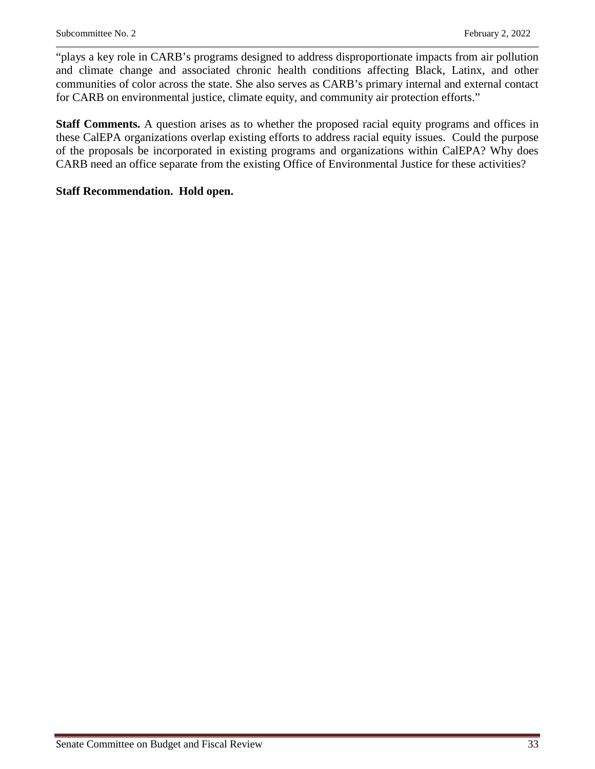"plays a key role in CARB's programs designed to address disproportionate impacts from air pollution and climate change and associated chronic health conditions affecting Black, Latinx, and other communities of color across the state. She also serves as CARB's primary internal and external contact for CARB on environmental justice, climate equity, and community air protection efforts."

**Staff Comments.** A question arises as to whether the proposed racial equity programs and offices in these CalEPA organizations overlap existing efforts to address racial equity issues. Could the purpose of the proposals be incorporated in existing programs and organizations within CalEPA? Why does CARB need an office separate from the existing Office of Environmental Justice for these activities?

**Staff Recommendation. Hold open.**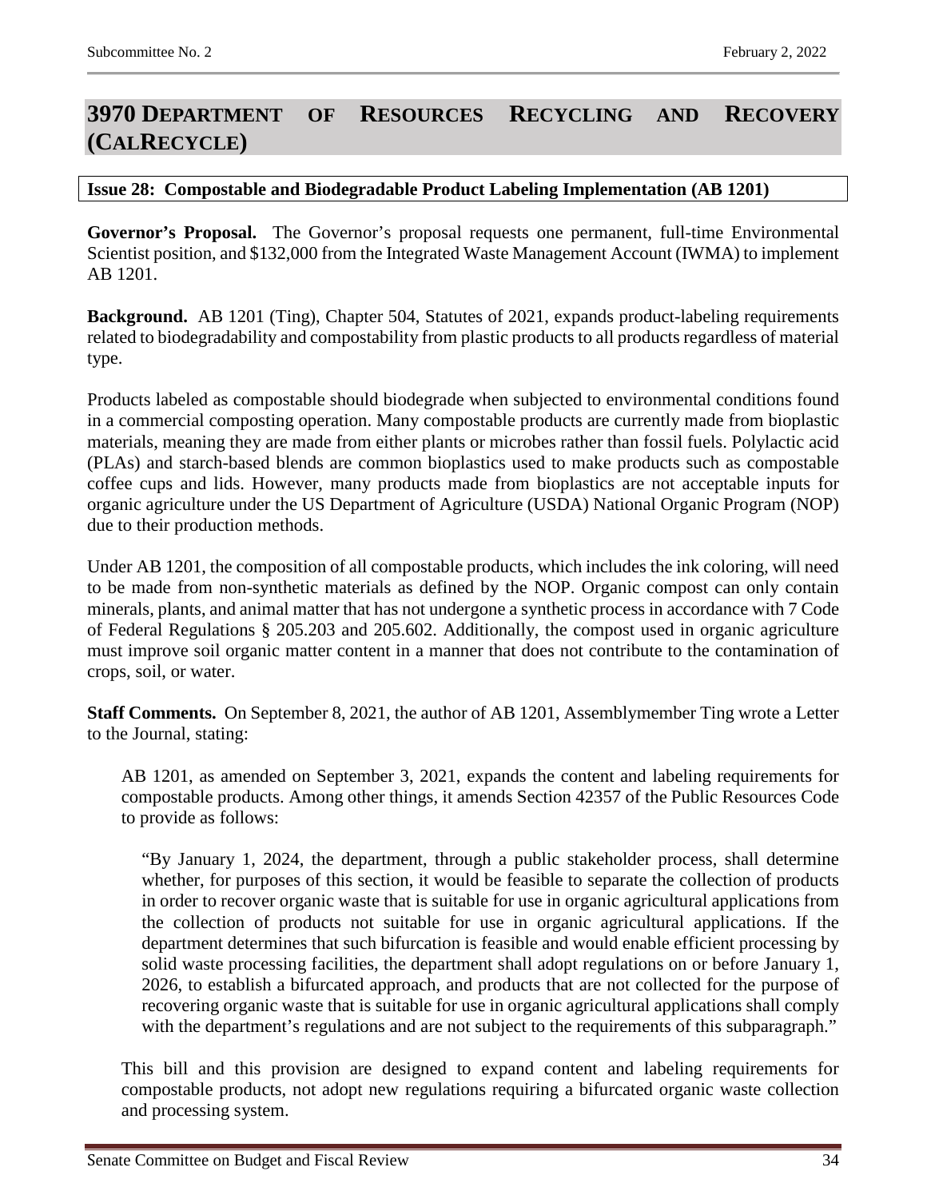# 3970 Department of Resources Recycling and Recovery (CalRecycle)

**Issue 28: Compostable and Biodegradable Product Labeling Implementation (AB 1201)**

**Governor's Proposal.** The Governor's proposal requests one permanent, full-time Environmental Scientist position, and $132,000 from the Integrated Waste Management Account (IWMA) to implement AB 1201.

**Background.** AB 1201 (Ting), Chapter 504, Statutes of 2021, expands product-labeling requirements related to biodegradability and compostability from plastic products to all products regardless of material type.

Products labeled as compostable should biodegrade when subjected to environmental conditions found in a commercial composting operation. Many compostable products are currently made from bioplastic materials, meaning they are made from either plants or microbes rather than fossil fuels. Polylactic acid (PLAs) and starch-based blends are common bioplastics used to make products such as compostable coffee cups and lids. However, many products made from bioplastics are not acceptable inputs for organic agriculture under the US Department of Agriculture (USDA) National Organic Program (NOP) due to their production methods.

Under AB 1201, the composition of all compostable products, which includes the ink coloring, will need to be made from non-synthetic materials as defined by the NOP. Organic compost can only contain minerals, plants, and animal matter that has not undergone a synthetic process in accordance with 7 Code of Federal Regulations § 205.203 and 205.602. Additionally, the compost used in organic agriculture must improve soil organic matter content in a manner that does not contribute to the contamination of crops, soil, or water.

**Staff Comments.** On September 8, 2021, the author of AB 1201, Assemblymember Ting wrote a Letter to the Journal, stating:

> AB 1201, as amended on September 3, 2021, expands the content and labeling requirements for compostable products. Among other things, it amends Section 42357 of the Public Resources Code to provide as follows:
>
> > "By January 1, 2024, the department, through a public stakeholder process, shall determine whether, for purposes of this section, it would be feasible to separate the collection of products in order to recover organic waste that is suitable for use in organic agricultural applications from the collection of products not suitable for use in organic agricultural applications. If the department determines that such bifurcation is feasible and would enable efficient processing by solid waste processing facilities, the department shall adopt regulations on or before January 1, 2026, to establish a bifurcated approach, and products that are not collected for the purpose of recovering organic waste that is suitable for use in organic agricultural applications shall comply with the department's regulations and are not subject to the requirements of this subparagraph."
>
> This bill and this provision are designed to expand content and labeling requirements for compostable products, not adopt new regulations requiring a bifurcated organic waste collection and processing system.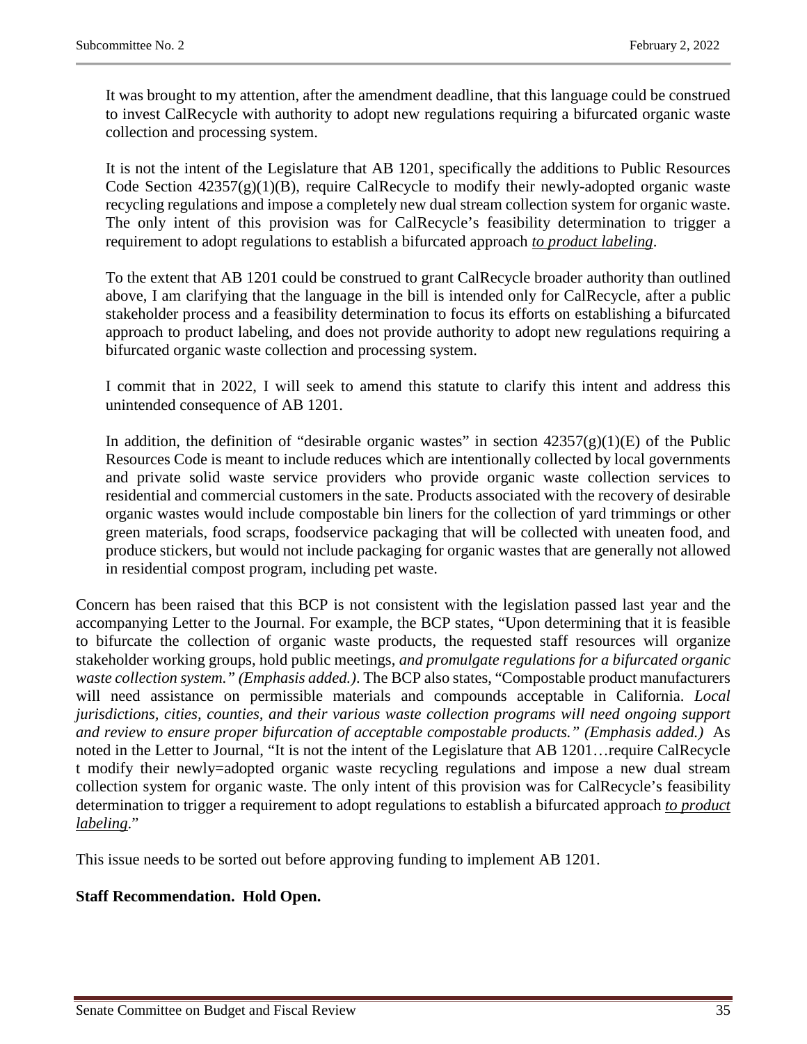> It was brought to my attention, after the amendment deadline, that this language could be construed to invest CalRecycle with authority to adopt new regulations requiring a bifurcated organic waste collection and processing system.
>
> It is not the intent of the Legislature that AB 1201, specifically the additions to Public Resources Code Section 42357(g)(1)(B), require CalRecycle to modify their newly-adopted organic waste recycling regulations and impose a completely new dual stream collection system for organic waste. The only intent of this provision was for CalRecycle's feasibility determination to trigger a requirement to adopt regulations to establish a bifurcated approach *to product labeling*.
>
> To the extent that AB 1201 could be construed to grant CalRecycle broader authority than outlined above, I am clarifying that the language in the bill is intended only for CalRecycle, after a public stakeholder process and a feasibility determination to focus its efforts on establishing a bifurcated approach to product labeling, and does not provide authority to adopt new regulations requiring a bifurcated organic waste collection and processing system.
>
> I commit that in 2022, I will seek to amend this statute to clarify this intent and address this unintended consequence of AB 1201.
>
> In addition, the definition of "desirable organic wastes" in section 42357(g)(1)(E) of the Public Resources Code is meant to include reduces which are intentionally collected by local governments and private solid waste service providers who provide organic waste collection services to residential and commercial customers in the sate. Products associated with the recovery of desirable organic wastes would include compostable bin liners for the collection of yard trimmings or other green materials, food scraps, foodservice packaging that will be collected with uneaten food, and produce stickers, but would not include packaging for organic wastes that are generally not allowed in residential compost program, including pet waste.

Concern has been raised that this BCP is not consistent with the legislation passed last year and the accompanying Letter to the Journal. For example, the BCP states, "Upon determining that it is feasible to bifurcate the collection of organic waste products, the requested staff resources will organize stakeholder working groups, hold public meetings, *and promulgate regulations for a bifurcated organic waste collection system." (Emphasis added.)*. The BCP also states, "Compostable product manufacturers will need assistance on permissible materials and compounds acceptable in California. *Local jurisdictions, cities, counties, and their various waste collection programs will need ongoing support and review to ensure proper bifurcation of acceptable compostable products." (Emphasis added.)* As noted in the Letter to Journal, "It is not the intent of the Legislature that AB 1201…require CalRecycle t modify their newly=adopted organic waste recycling regulations and impose a new dual stream collection system for organic waste. The only intent of this provision was for CalRecycle's feasibility determination to trigger a requirement to adopt regulations to establish a bifurcated approach *to product labeling*."

This issue needs to be sorted out before approving funding to implement AB 1201.

**Staff Recommendation. Hold Open.**